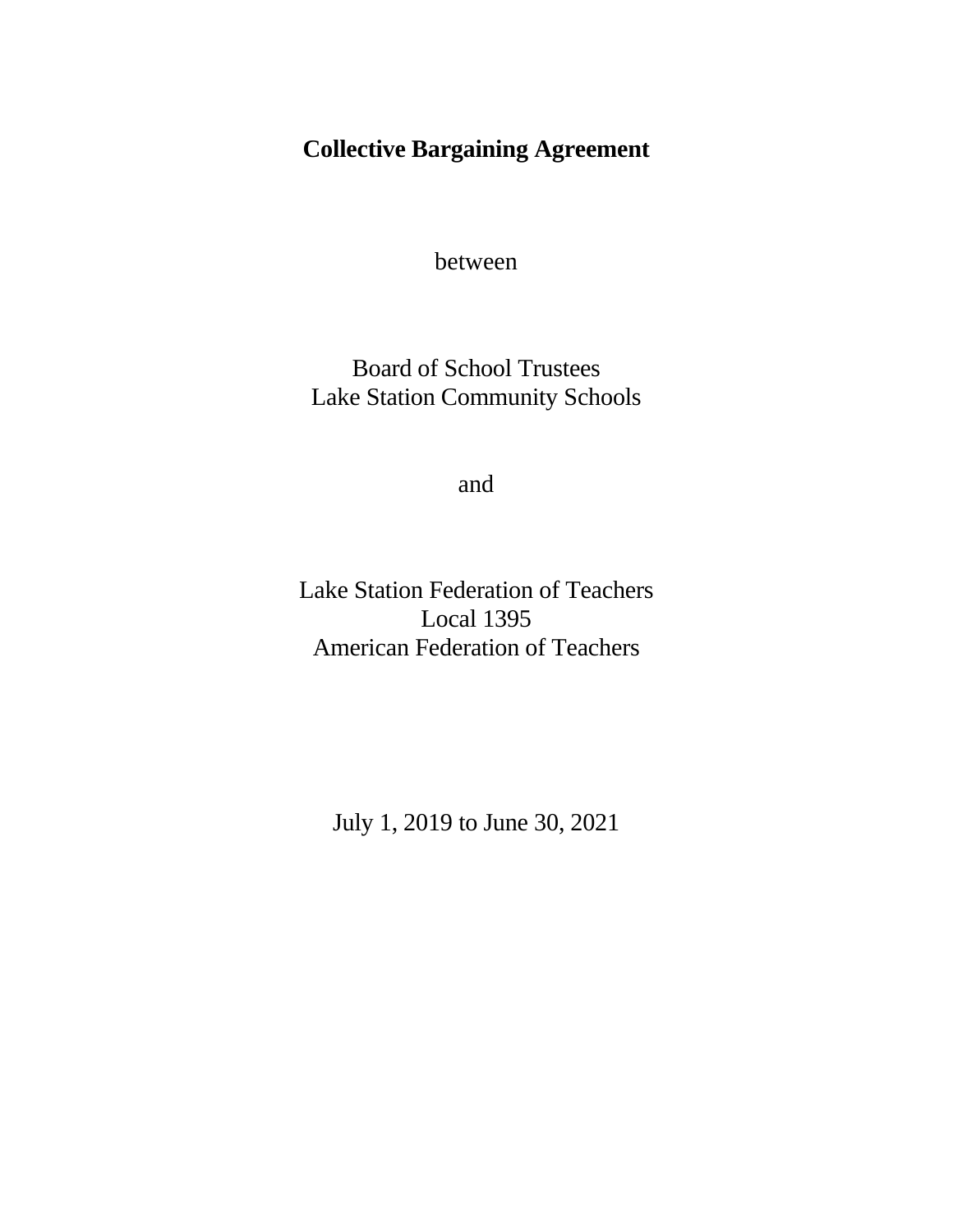# Collective Bargaining Agreement

between

Board of School Trustees
Lake Station Community Schools

and

Lake Station Federation of Teachers
Local 1395
American Federation of Teachers

July 1, 2019 to June 30, 2021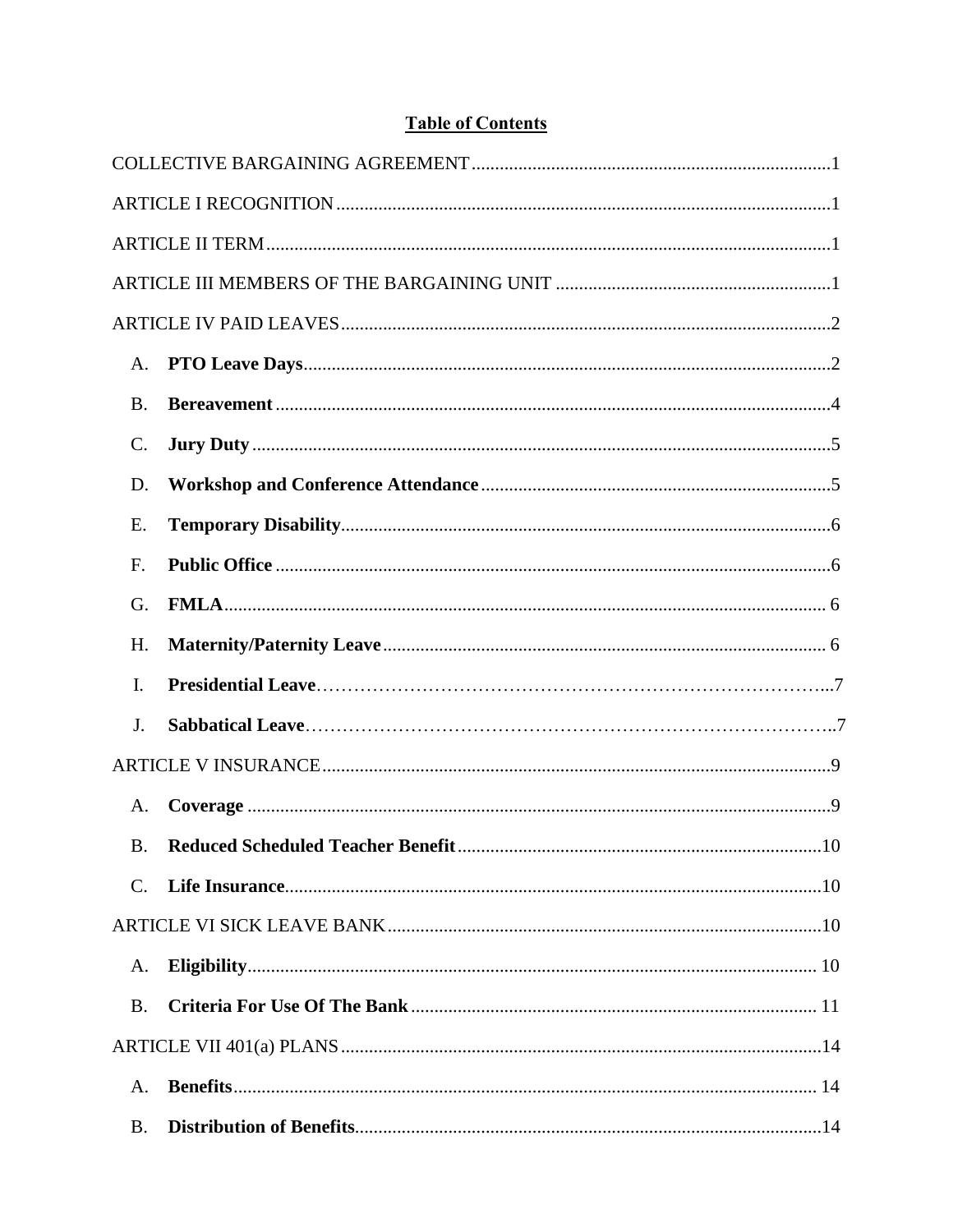# Table of Contents

COLLECTIVE BARGAINING AGREEMENT ..... 1

ARTICLE I RECOGNITION ..... 1

ARTICLE II TERM ..... 1

ARTICLE III MEMBERS OF THE BARGAINING UNIT ..... 1

ARTICLE IV PAID LEAVES ..... 2

- A. **PTO Leave Days** ..... 2
- B. **Bereavement** ..... 4
- C. **Jury Duty** ..... 5
- D. **Workshop and Conference Attendance** ..... 5
- E. **Temporary Disability** ..... 6
- F. **Public Office** ..... 6
- G. **FMLA** ..... 6
- H. **Maternity/Paternity Leave** ..... 6
- I. **Presidential Leave** ..... 7
- J. **Sabbatical Leave** ..... 7

ARTICLE V INSURANCE ..... 9

- A. **Coverage** ..... 9
- B. **Reduced Scheduled Teacher Benefit** ..... 10
- C. **Life Insurance** ..... 10

ARTICLE VI SICK LEAVE BANK ..... 10

- A. **Eligibility** ..... 10
- B. **Criteria For Use Of The Bank** ..... 11

ARTICLE VII 401(a) PLANS ..... 14

- A. **Benefits** ..... 14
- B. **Distribution of Benefits** ..... 14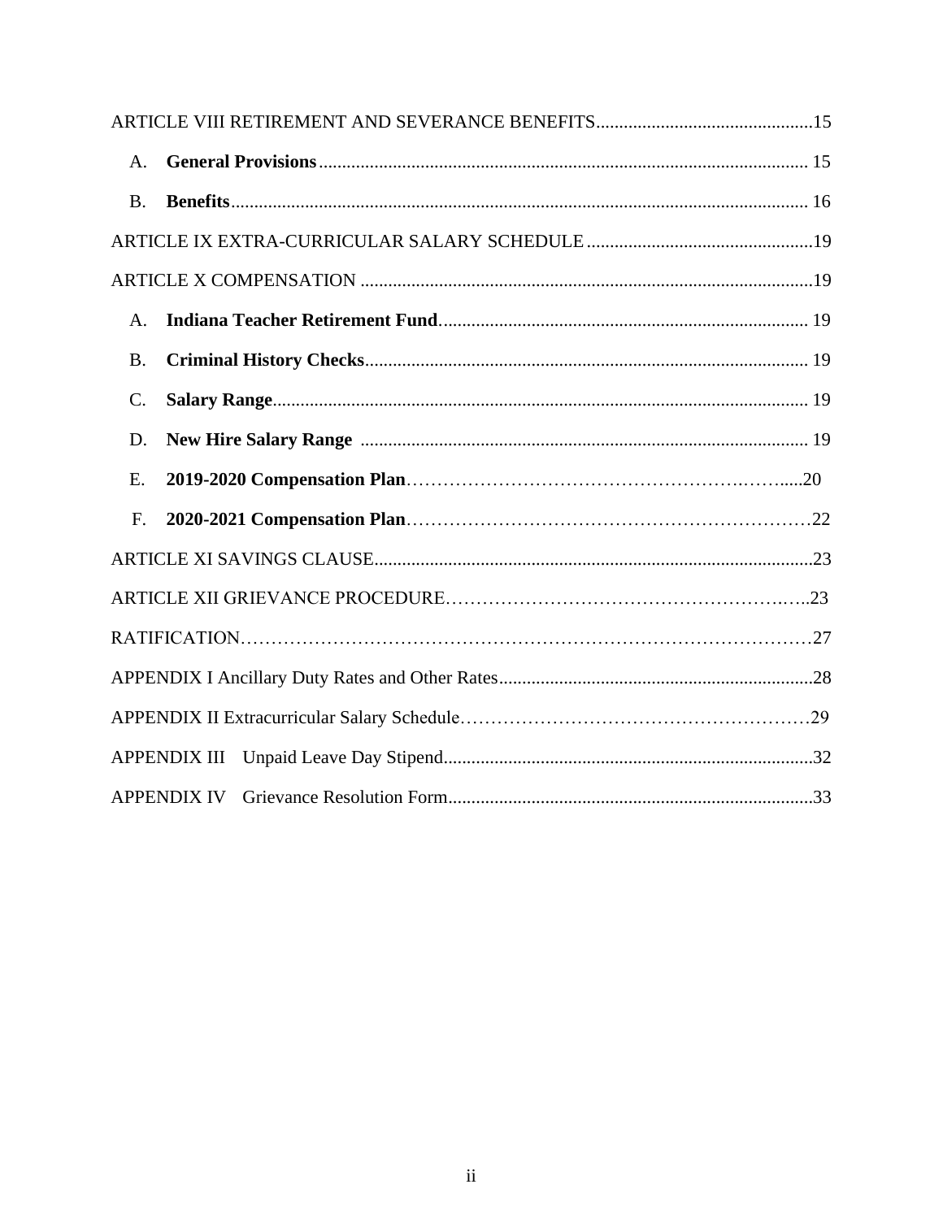ARTICLE VIII RETIREMENT AND SEVERANCE BENEFITS...............................................15

A. **General Provisions**......................................................................................................... 15

B. **Benefits**............................................................................................................................ 16

ARTICLE IX EXTRA-CURRICULAR SALARY SCHEDULE.................................................19

ARTICLE X COMPENSATION .................................................................................................19

A. **Indiana Teacher Retirement Fund**............................................................................... 19

B. **Criminal History Checks**................................................................................................ 19

C. **Salary Range**.................................................................................................................... 19

D. **New Hire Salary Range** ................................................................................................ 19

E. **2019-2020 Compensation Plan**……………………………………………….……....20

F. **2020-2021 Compensation Plan**………………………………………………………22

ARTICLE XI SAVINGS CLAUSE..............................................................................................23

ARTICLE XII GRIEVANCE PROCEDURE…………………………………………….…..23

RATIFICATION…………………………………………………………………………27

APPENDIX I Ancillary Duty Rates and Other Rates....................................................................28

APPENDIX II Extracurricular Salary Schedule…………………………………………………29

APPENDIX III Unpaid Leave Day Stipend................................................................................32

APPENDIX IV Grievance Resolution Form...............................................................................33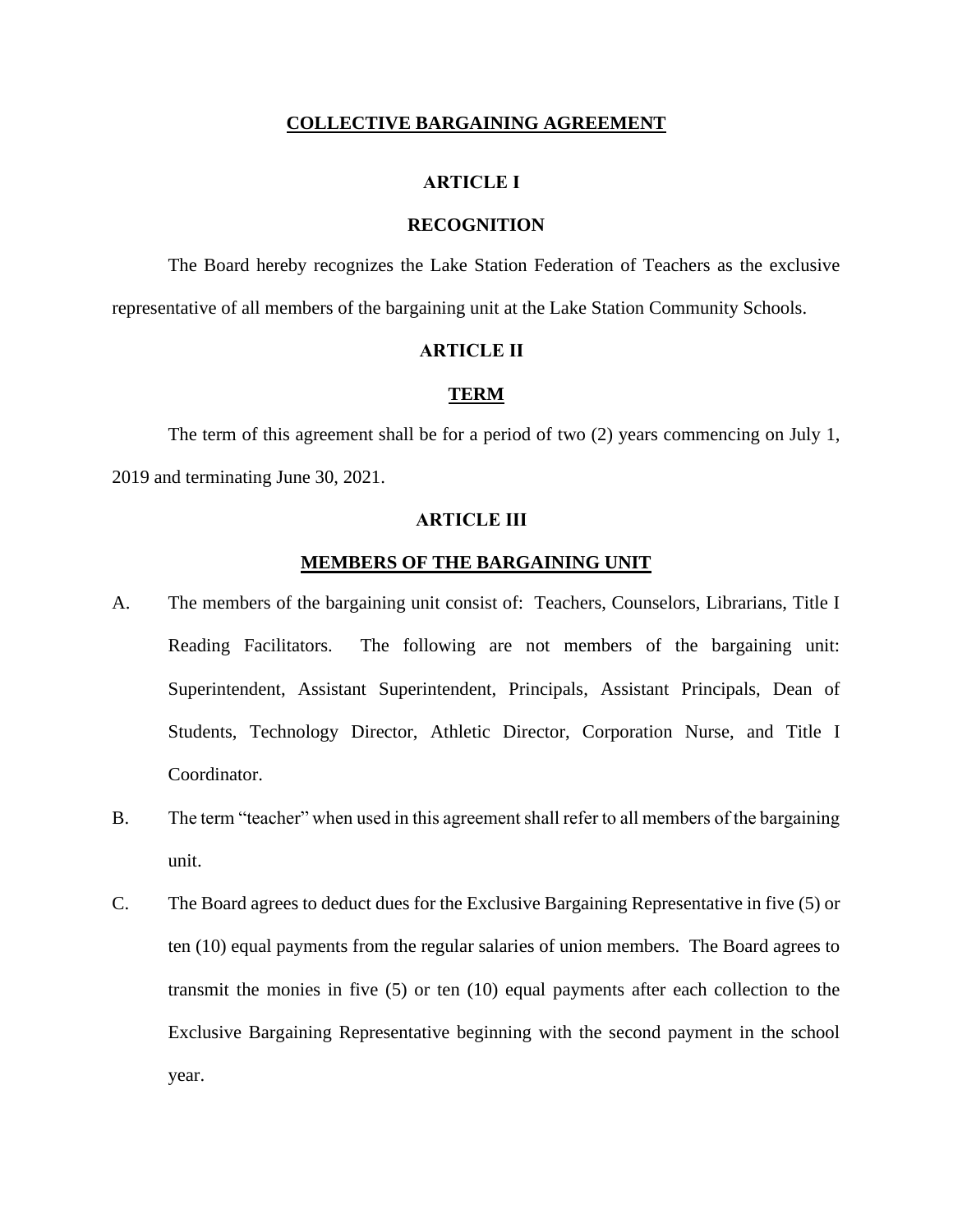# COLLECTIVE BARGAINING AGREEMENT

## ARTICLE I

## RECOGNITION

The Board hereby recognizes the Lake Station Federation of Teachers as the exclusive representative of all members of the bargaining unit at the Lake Station Community Schools.

## ARTICLE II

## TERM

The term of this agreement shall be for a period of two (2) years commencing on July 1, 2019 and terminating June 30, 2021.

## ARTICLE III

## MEMBERS OF THE BARGAINING UNIT

A. The members of the bargaining unit consist of: Teachers, Counselors, Librarians, Title I Reading Facilitators. The following are not members of the bargaining unit: Superintendent, Assistant Superintendent, Principals, Assistant Principals, Dean of Students, Technology Director, Athletic Director, Corporation Nurse, and Title I Coordinator.

B. The term "teacher" when used in this agreement shall refer to all members of the bargaining unit.

C. The Board agrees to deduct dues for the Exclusive Bargaining Representative in five (5) or ten (10) equal payments from the regular salaries of union members. The Board agrees to transmit the monies in five (5) or ten (10) equal payments after each collection to the Exclusive Bargaining Representative beginning with the second payment in the school year.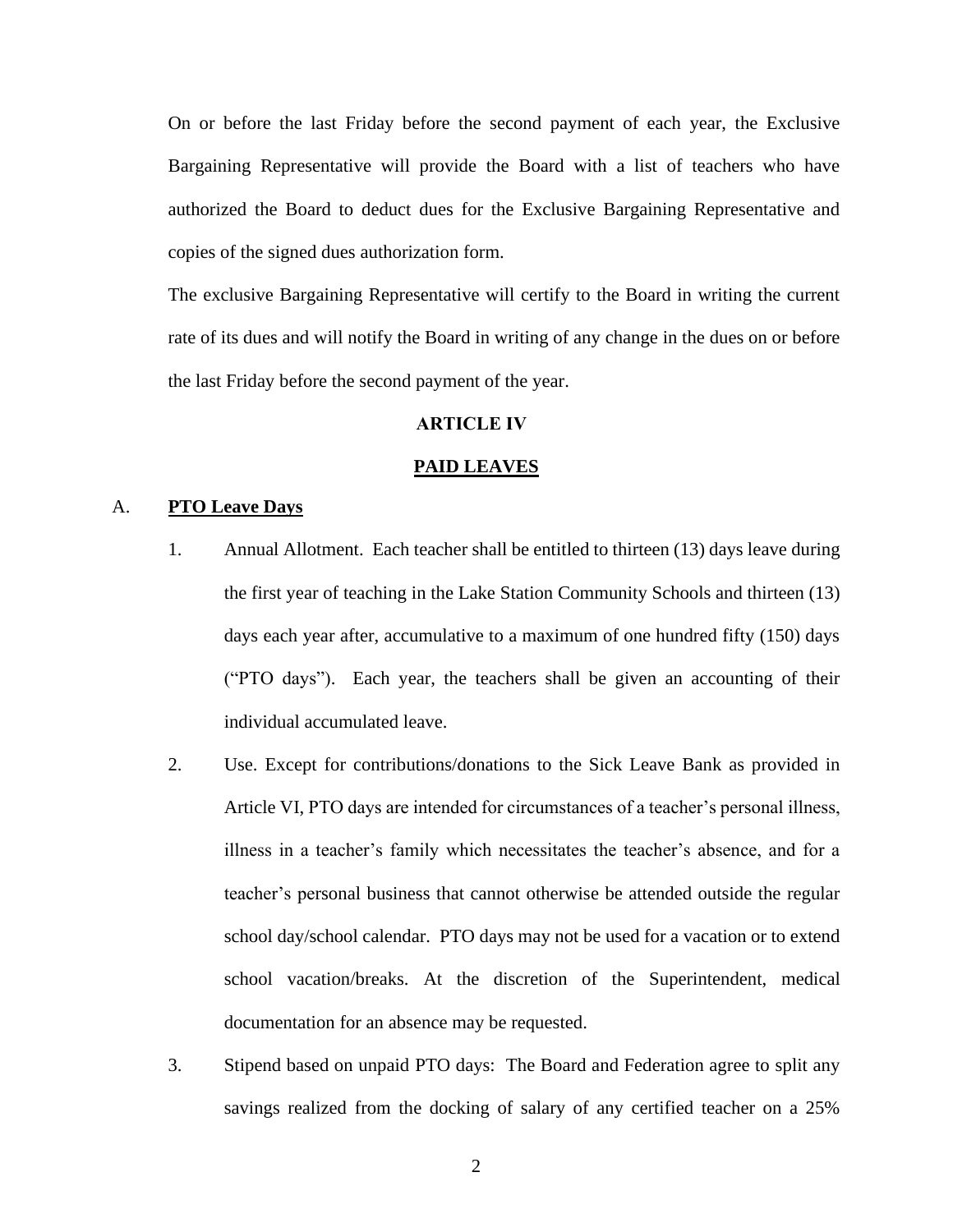On or before the last Friday before the second payment of each year, the Exclusive Bargaining Representative will provide the Board with a list of teachers who have authorized the Board to deduct dues for the Exclusive Bargaining Representative and copies of the signed dues authorization form.

The exclusive Bargaining Representative will certify to the Board in writing the current rate of its dues and will notify the Board in writing of any change in the dues on or before the last Friday before the second payment of the year.

## ARTICLE IV

## PAID LEAVES

### A. PTO Leave Days

1. Annual Allotment. Each teacher shall be entitled to thirteen (13) days leave during the first year of teaching in the Lake Station Community Schools and thirteen (13) days each year after, accumulative to a maximum of one hundred fifty (150) days ("PTO days"). Each year, the teachers shall be given an accounting of their individual accumulated leave.

2. Use. Except for contributions/donations to the Sick Leave Bank as provided in Article VI, PTO days are intended for circumstances of a teacher's personal illness, illness in a teacher's family which necessitates the teacher's absence, and for a teacher's personal business that cannot otherwise be attended outside the regular school day/school calendar. PTO days may not be used for a vacation or to extend school vacation/breaks. At the discretion of the Superintendent, medical documentation for an absence may be requested.

3. Stipend based on unpaid PTO days: The Board and Federation agree to split any savings realized from the docking of salary of any certified teacher on a 25%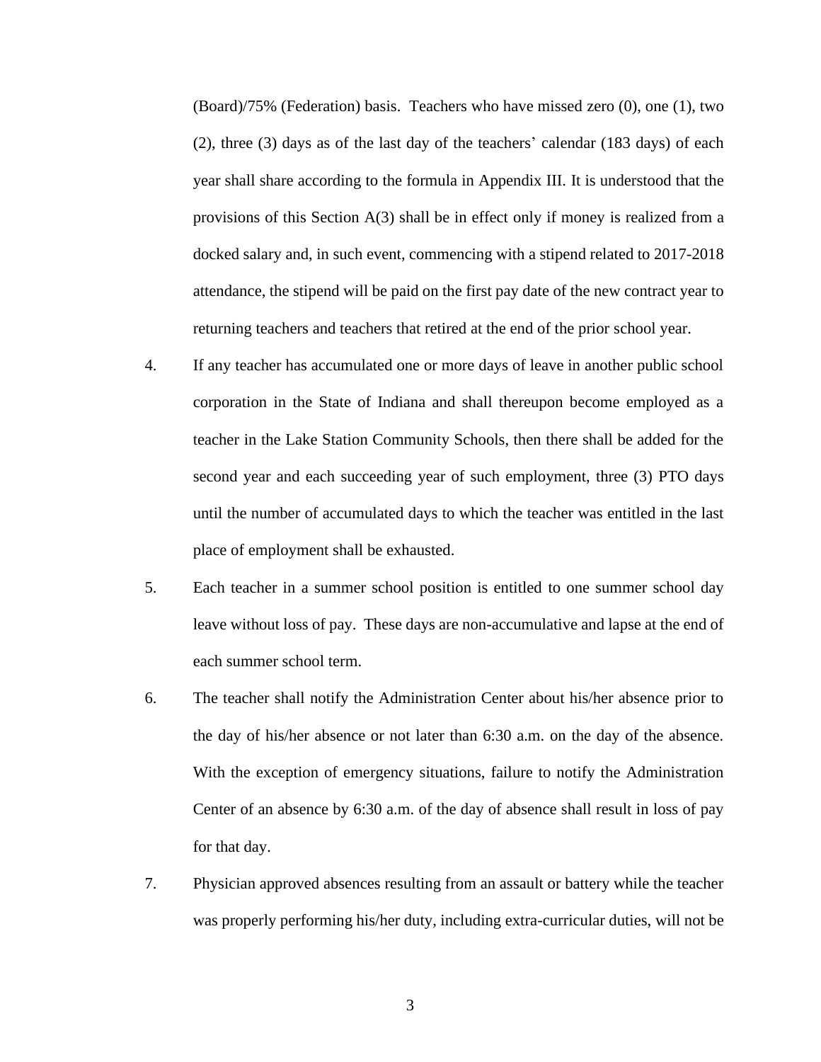(Board)/75% (Federation) basis. Teachers who have missed zero (0), one (1), two (2), three (3) days as of the last day of the teachers' calendar (183 days) of each year shall share according to the formula in Appendix III. It is understood that the provisions of this Section A(3) shall be in effect only if money is realized from a docked salary and, in such event, commencing with a stipend related to 2017-2018 attendance, the stipend will be paid on the first pay date of the new contract year to returning teachers and teachers that retired at the end of the prior school year.

4. If any teacher has accumulated one or more days of leave in another public school corporation in the State of Indiana and shall thereupon become employed as a teacher in the Lake Station Community Schools, then there shall be added for the second year and each succeeding year of such employment, three (3) PTO days until the number of accumulated days to which the teacher was entitled in the last place of employment shall be exhausted.

5. Each teacher in a summer school position is entitled to one summer school day leave without loss of pay. These days are non-accumulative and lapse at the end of each summer school term.

6. The teacher shall notify the Administration Center about his/her absence prior to the day of his/her absence or not later than 6:30 a.m. on the day of the absence. With the exception of emergency situations, failure to notify the Administration Center of an absence by 6:30 a.m. of the day of absence shall result in loss of pay for that day.

7. Physician approved absences resulting from an assault or battery while the teacher was properly performing his/her duty, including extra-curricular duties, will not be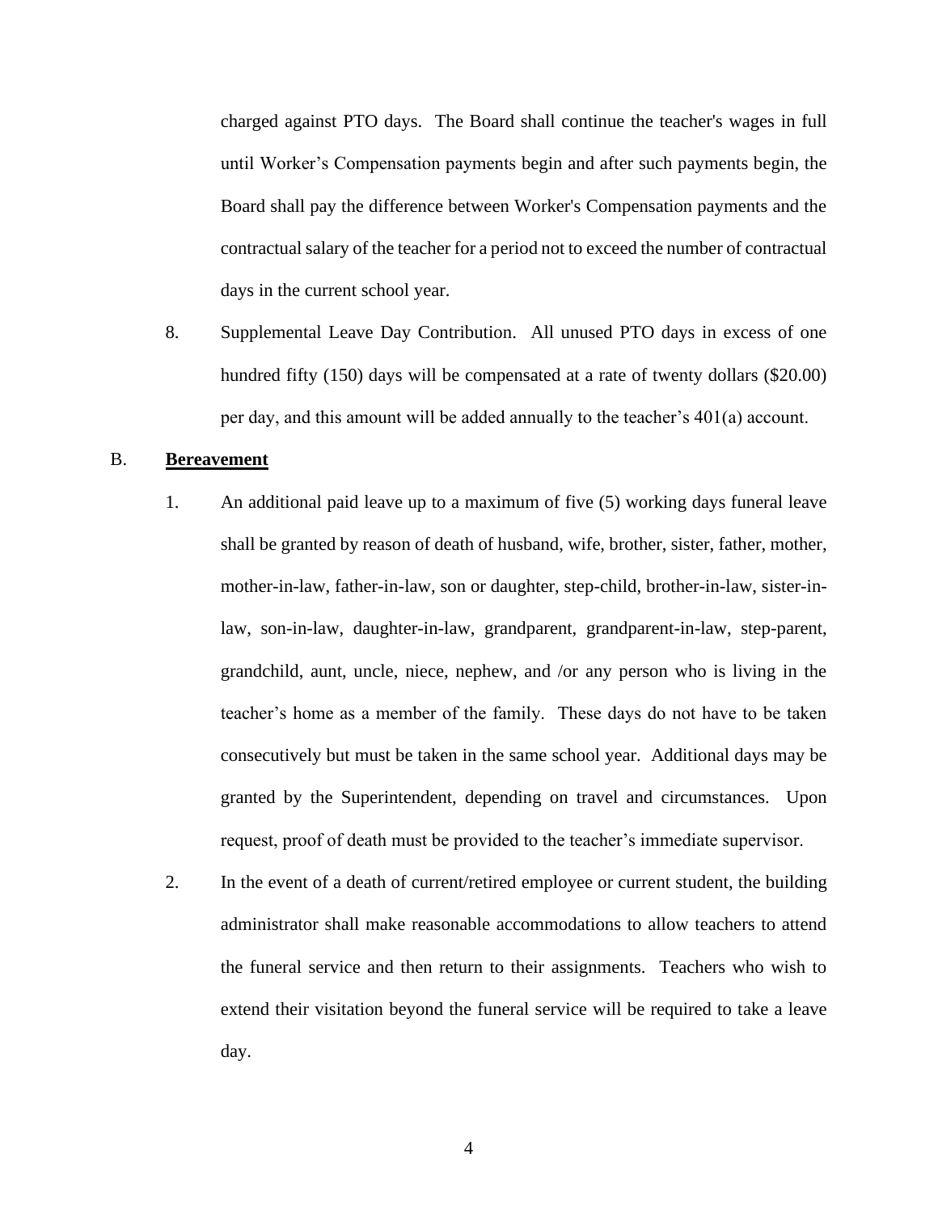charged against PTO days. The Board shall continue the teacher's wages in full until Worker's Compensation payments begin and after such payments begin, the Board shall pay the difference between Worker's Compensation payments and the contractual salary of the teacher for a period not to exceed the number of contractual days in the current school year.

8. Supplemental Leave Day Contribution. All unused PTO days in excess of one hundred fifty (150) days will be compensated at a rate of twenty dollars ($20.00) per day, and this amount will be added annually to the teacher's 401(a) account.

B. **Bereavement**

1. An additional paid leave up to a maximum of five (5) working days funeral leave shall be granted by reason of death of husband, wife, brother, sister, father, mother, mother-in-law, father-in-law, son or daughter, step-child, brother-in-law, sister-in-law, son-in-law, daughter-in-law, grandparent, grandparent-in-law, step-parent, grandchild, aunt, uncle, niece, nephew, and /or any person who is living in the teacher's home as a member of the family. These days do not have to be taken consecutively but must be taken in the same school year. Additional days may be granted by the Superintendent, depending on travel and circumstances. Upon request, proof of death must be provided to the teacher's immediate supervisor.

2. In the event of a death of current/retired employee or current student, the building administrator shall make reasonable accommodations to allow teachers to attend the funeral service and then return to their assignments. Teachers who wish to extend their visitation beyond the funeral service will be required to take a leave day.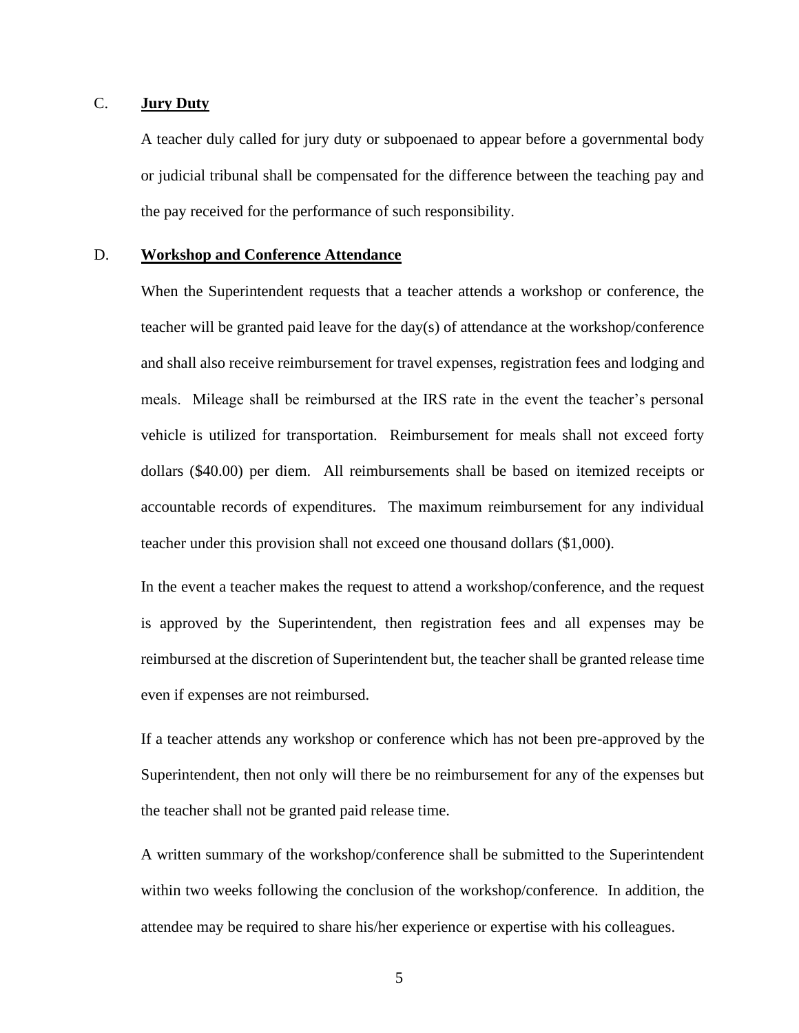### C. **Jury Duty**

A teacher duly called for jury duty or subpoenaed to appear before a governmental body or judicial tribunal shall be compensated for the difference between the teaching pay and the pay received for the performance of such responsibility.

### D. **Workshop and Conference Attendance**

When the Superintendent requests that a teacher attends a workshop or conference, the teacher will be granted paid leave for the day(s) of attendance at the workshop/conference and shall also receive reimbursement for travel expenses, registration fees and lodging and meals. Mileage shall be reimbursed at the IRS rate in the event the teacher's personal vehicle is utilized for transportation. Reimbursement for meals shall not exceed forty dollars ($40.00) per diem. All reimbursements shall be based on itemized receipts or accountable records of expenditures. The maximum reimbursement for any individual teacher under this provision shall not exceed one thousand dollars ($1,000).

In the event a teacher makes the request to attend a workshop/conference, and the request is approved by the Superintendent, then registration fees and all expenses may be reimbursed at the discretion of Superintendent but, the teacher shall be granted release time even if expenses are not reimbursed.

If a teacher attends any workshop or conference which has not been pre-approved by the Superintendent, then not only will there be no reimbursement for any of the expenses but the teacher shall not be granted paid release time.

A written summary of the workshop/conference shall be submitted to the Superintendent within two weeks following the conclusion of the workshop/conference. In addition, the attendee may be required to share his/her experience or expertise with his colleagues.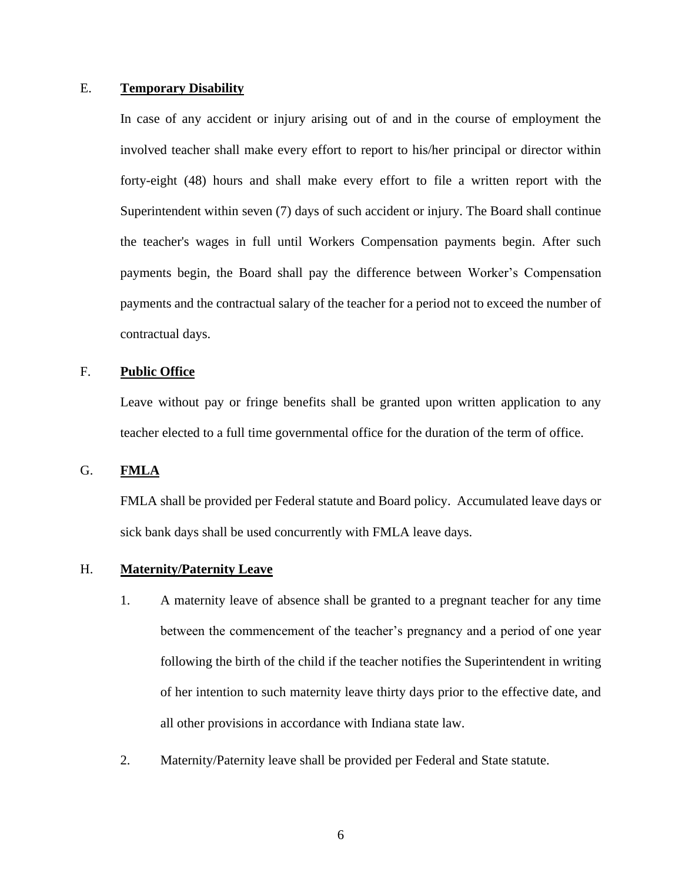E. **Temporary Disability**

In case of any accident or injury arising out of and in the course of employment the involved teacher shall make every effort to report to his/her principal or director within forty-eight (48) hours and shall make every effort to file a written report with the Superintendent within seven (7) days of such accident or injury. The Board shall continue the teacher's wages in full until Workers Compensation payments begin. After such payments begin, the Board shall pay the difference between Worker's Compensation payments and the contractual salary of the teacher for a period not to exceed the number of contractual days.

F. **Public Office**

Leave without pay or fringe benefits shall be granted upon written application to any teacher elected to a full time governmental office for the duration of the term of office.

G. **FMLA**

FMLA shall be provided per Federal statute and Board policy. Accumulated leave days or sick bank days shall be used concurrently with FMLA leave days.

H. **Maternity/Paternity Leave**

1. A maternity leave of absence shall be granted to a pregnant teacher for any time between the commencement of the teacher's pregnancy and a period of one year following the birth of the child if the teacher notifies the Superintendent in writing of her intention to such maternity leave thirty days prior to the effective date, and all other provisions in accordance with Indiana state law.

2. Maternity/Paternity leave shall be provided per Federal and State statute.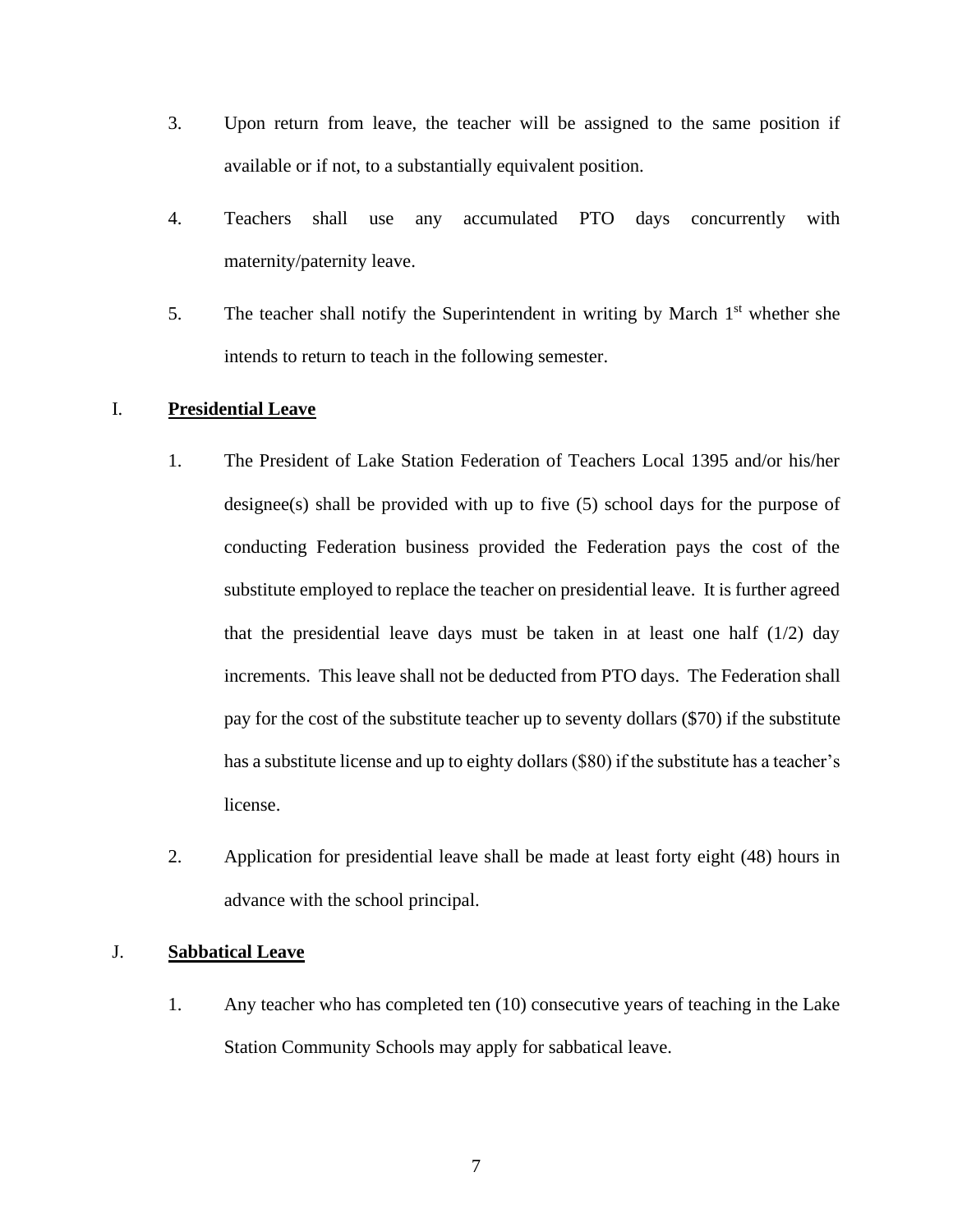3. Upon return from leave, the teacher will be assigned to the same position if available or if not, to a substantially equivalent position.

4. Teachers shall use any accumulated PTO days concurrently with maternity/paternity leave.

5. The teacher shall notify the Superintendent in writing by March 1st whether she intends to return to teach in the following semester.

I. **Presidential Leave**

1. The President of Lake Station Federation of Teachers Local 1395 and/or his/her designee(s) shall be provided with up to five (5) school days for the purpose of conducting Federation business provided the Federation pays the cost of the substitute employed to replace the teacher on presidential leave. It is further agreed that the presidential leave days must be taken in at least one half (1/2) day increments. This leave shall not be deducted from PTO days. The Federation shall pay for the cost of the substitute teacher up to seventy dollars ($70) if the substitute has a substitute license and up to eighty dollars ($80) if the substitute has a teacher's license.

2. Application for presidential leave shall be made at least forty eight (48) hours in advance with the school principal.

J. **Sabbatical Leave**

1. Any teacher who has completed ten (10) consecutive years of teaching in the Lake Station Community Schools may apply for sabbatical leave.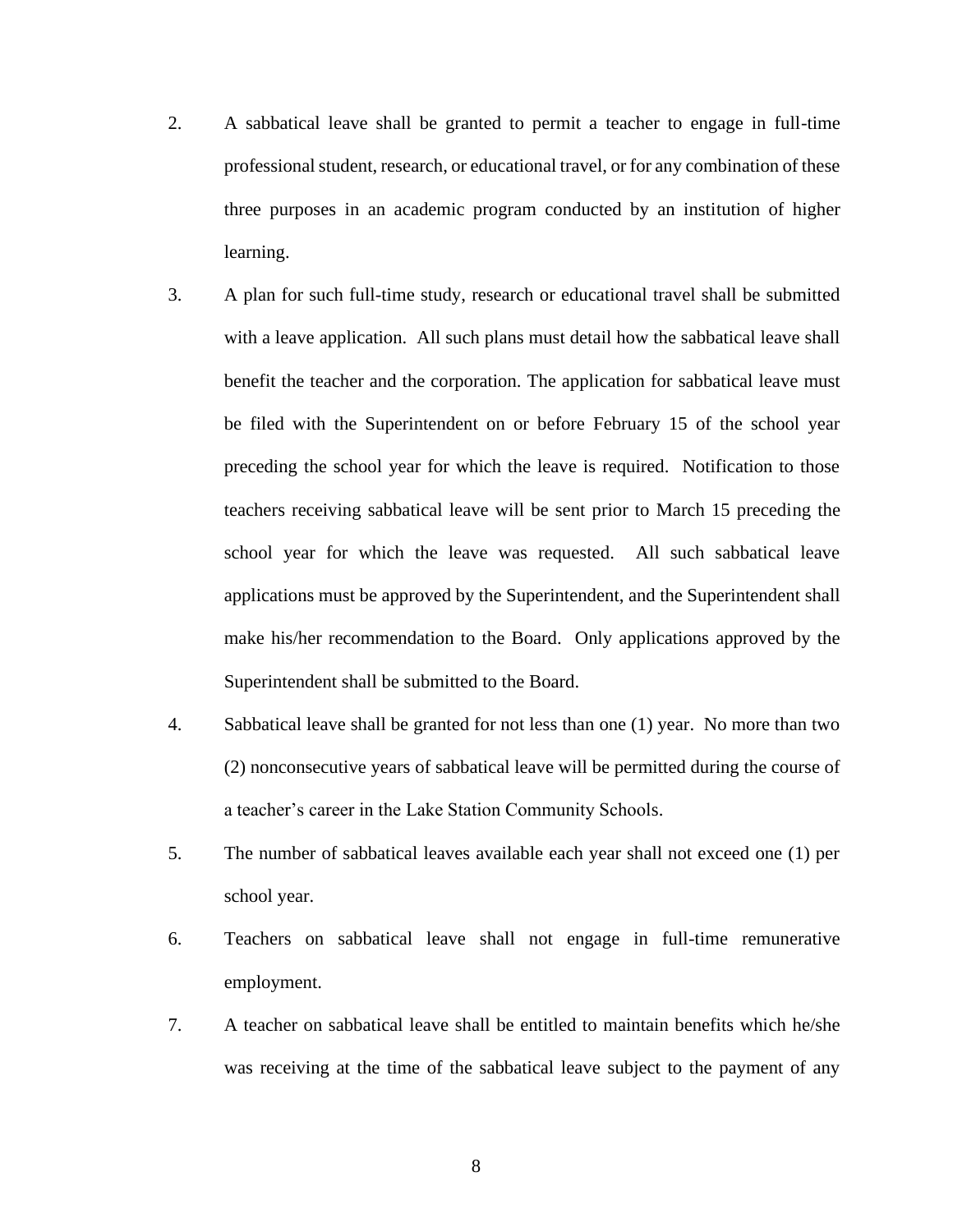2. A sabbatical leave shall be granted to permit a teacher to engage in full-time professional student, research, or educational travel, or for any combination of these three purposes in an academic program conducted by an institution of higher learning.

3. A plan for such full-time study, research or educational travel shall be submitted with a leave application. All such plans must detail how the sabbatical leave shall benefit the teacher and the corporation. The application for sabbatical leave must be filed with the Superintendent on or before February 15 of the school year preceding the school year for which the leave is required. Notification to those teachers receiving sabbatical leave will be sent prior to March 15 preceding the school year for which the leave was requested. All such sabbatical leave applications must be approved by the Superintendent, and the Superintendent shall make his/her recommendation to the Board. Only applications approved by the Superintendent shall be submitted to the Board.

4. Sabbatical leave shall be granted for not less than one (1) year. No more than two (2) nonconsecutive years of sabbatical leave will be permitted during the course of a teacher's career in the Lake Station Community Schools.

5. The number of sabbatical leaves available each year shall not exceed one (1) per school year.

6. Teachers on sabbatical leave shall not engage in full-time remunerative employment.

7. A teacher on sabbatical leave shall be entitled to maintain benefits which he/she was receiving at the time of the sabbatical leave subject to the payment of any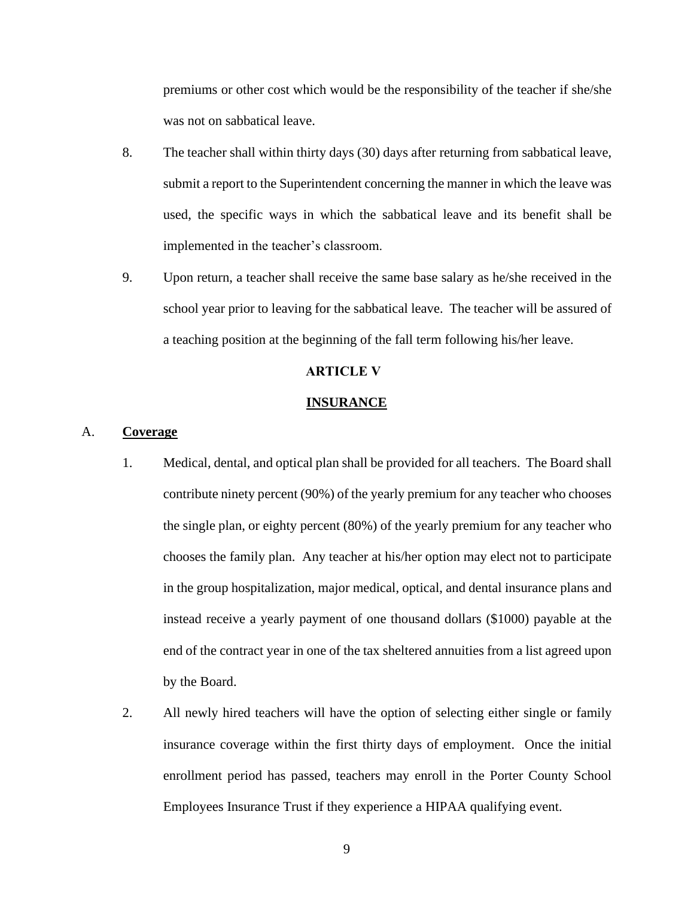premiums or other cost which would be the responsibility of the teacher if she/she was not on sabbatical leave.

8. The teacher shall within thirty days (30) days after returning from sabbatical leave, submit a report to the Superintendent concerning the manner in which the leave was used, the specific ways in which the sabbatical leave and its benefit shall be implemented in the teacher's classroom.

9. Upon return, a teacher shall receive the same base salary as he/she received in the school year prior to leaving for the sabbatical leave. The teacher will be assured of a teaching position at the beginning of the fall term following his/her leave.

## ARTICLE V

## INSURANCE

A. **Coverage**

1. Medical, dental, and optical plan shall be provided for all teachers. The Board shall contribute ninety percent (90%) of the yearly premium for any teacher who chooses the single plan, or eighty percent (80%) of the yearly premium for any teacher who chooses the family plan. Any teacher at his/her option may elect not to participate in the group hospitalization, major medical, optical, and dental insurance plans and instead receive a yearly payment of one thousand dollars ($1000) payable at the end of the contract year in one of the tax sheltered annuities from a list agreed upon by the Board.

2. All newly hired teachers will have the option of selecting either single or family insurance coverage within the first thirty days of employment. Once the initial enrollment period has passed, teachers may enroll in the Porter County School Employees Insurance Trust if they experience a HIPAA qualifying event.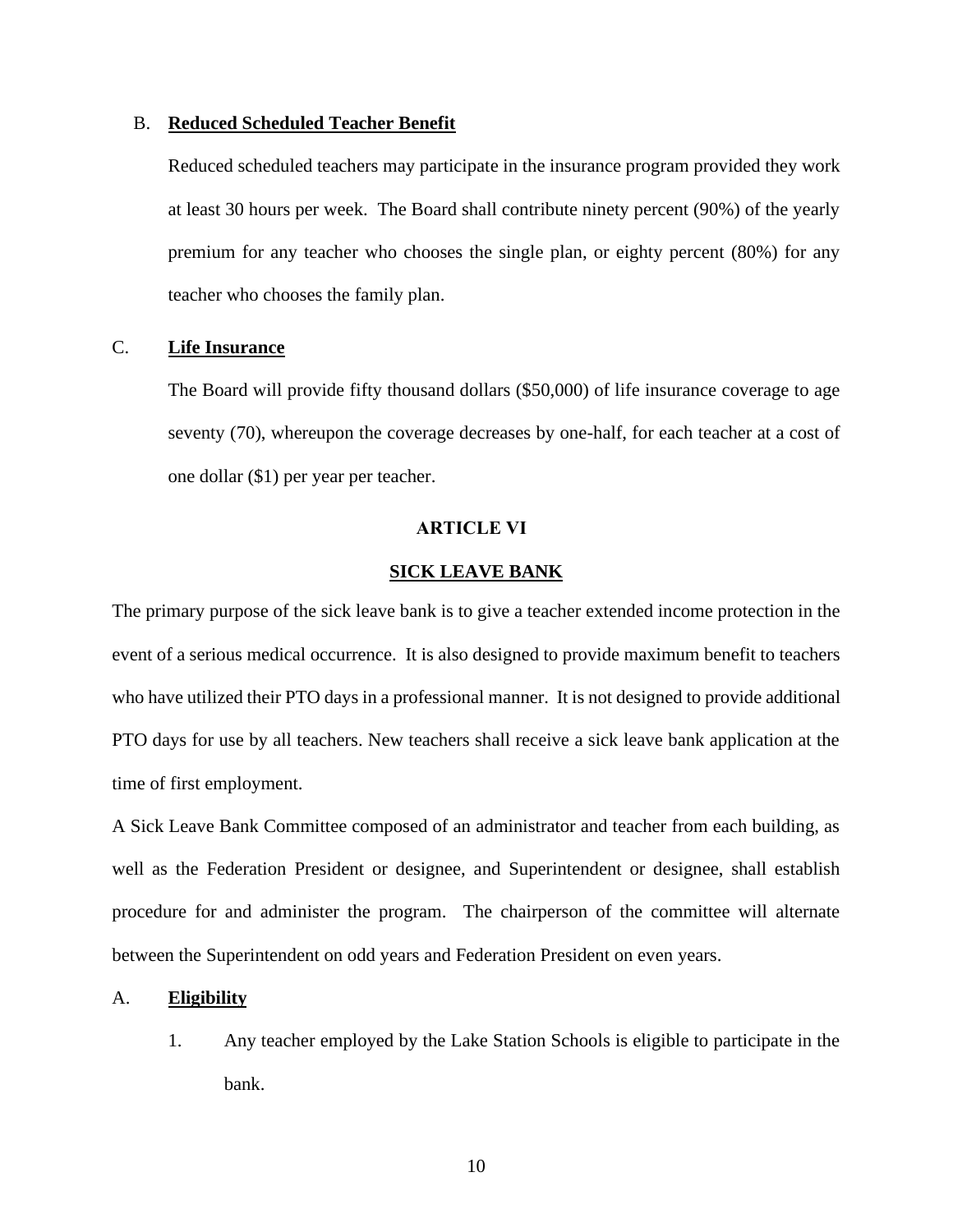B. **Reduced Scheduled Teacher Benefit**

Reduced scheduled teachers may participate in the insurance program provided they work at least 30 hours per week. The Board shall contribute ninety percent (90%) of the yearly premium for any teacher who chooses the single plan, or eighty percent (80%) for any teacher who chooses the family plan.

C. **Life Insurance**

The Board will provide fifty thousand dollars ($50,000) of life insurance coverage to age seventy (70), whereupon the coverage decreases by one-half, for each teacher at a cost of one dollar ($1) per year per teacher.

## ARTICLE VI

## SICK LEAVE BANK

The primary purpose of the sick leave bank is to give a teacher extended income protection in the event of a serious medical occurrence. It is also designed to provide maximum benefit to teachers who have utilized their PTO days in a professional manner. It is not designed to provide additional PTO days for use by all teachers. New teachers shall receive a sick leave bank application at the time of first employment.

A Sick Leave Bank Committee composed of an administrator and teacher from each building, as well as the Federation President or designee, and Superintendent or designee, shall establish procedure for and administer the program. The chairperson of the committee will alternate between the Superintendent on odd years and Federation President on even years.

A. **Eligibility**

1. Any teacher employed by the Lake Station Schools is eligible to participate in the bank.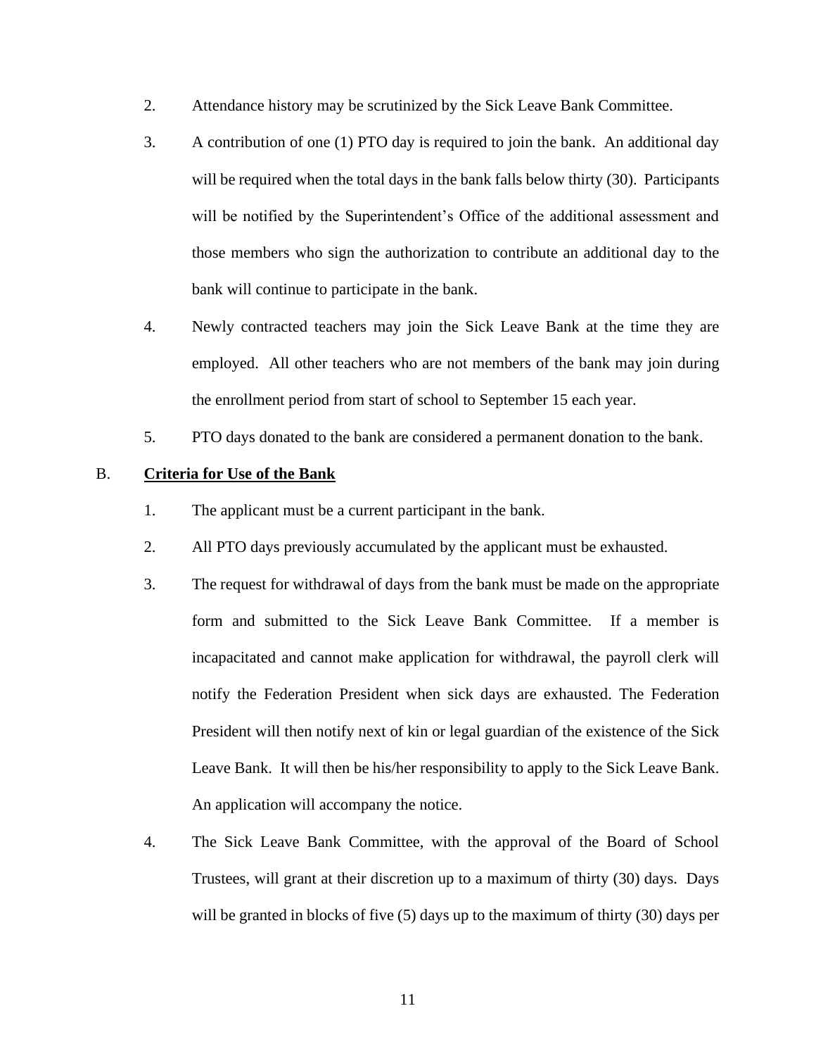2. Attendance history may be scrutinized by the Sick Leave Bank Committee.

3. A contribution of one (1) PTO day is required to join the bank. An additional day will be required when the total days in the bank falls below thirty (30). Participants will be notified by the Superintendent's Office of the additional assessment and those members who sign the authorization to contribute an additional day to the bank will continue to participate in the bank.

4. Newly contracted teachers may join the Sick Leave Bank at the time they are employed. All other teachers who are not members of the bank may join during the enrollment period from start of school to September 15 each year.

5. PTO days donated to the bank are considered a permanent donation to the bank.

B. **<u>Criteria for Use of the Bank</u>**

1. The applicant must be a current participant in the bank.

2. All PTO days previously accumulated by the applicant must be exhausted.

3. The request for withdrawal of days from the bank must be made on the appropriate form and submitted to the Sick Leave Bank Committee. If a member is incapacitated and cannot make application for withdrawal, the payroll clerk will notify the Federation President when sick days are exhausted. The Federation President will then notify next of kin or legal guardian of the existence of the Sick Leave Bank. It will then be his/her responsibility to apply to the Sick Leave Bank. An application will accompany the notice.

4. The Sick Leave Bank Committee, with the approval of the Board of School Trustees, will grant at their discretion up to a maximum of thirty (30) days. Days will be granted in blocks of five (5) days up to the maximum of thirty (30) days per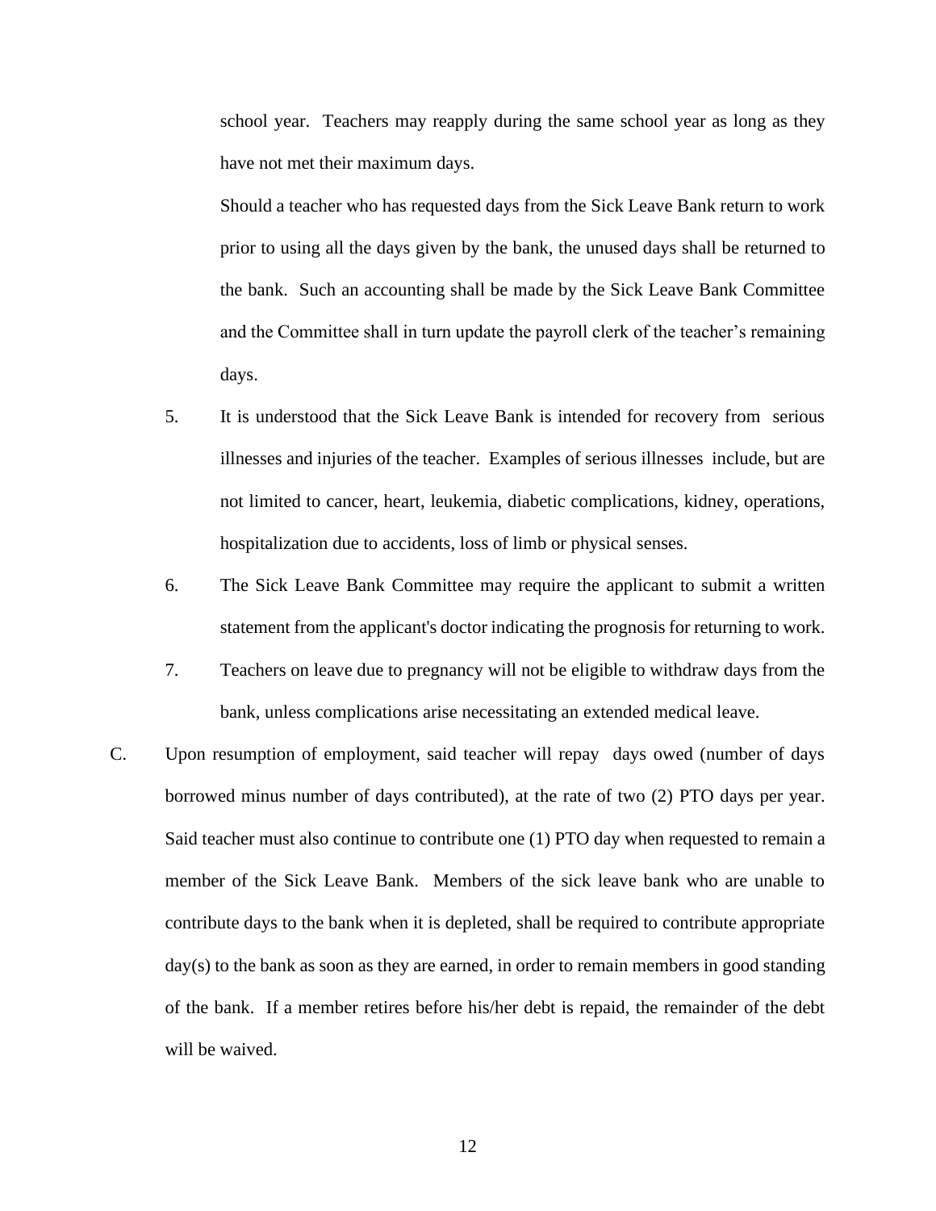school year. Teachers may reapply during the same school year as long as they have not met their maximum days.

Should a teacher who has requested days from the Sick Leave Bank return to work prior to using all the days given by the bank, the unused days shall be returned to the bank. Such an accounting shall be made by the Sick Leave Bank Committee and the Committee shall in turn update the payroll clerk of the teacher's remaining days.

5. It is understood that the Sick Leave Bank is intended for recovery from serious illnesses and injuries of the teacher. Examples of serious illnesses include, but are not limited to cancer, heart, leukemia, diabetic complications, kidney, operations, hospitalization due to accidents, loss of limb or physical senses.

6. The Sick Leave Bank Committee may require the applicant to submit a written statement from the applicant's doctor indicating the prognosis for returning to work.

7. Teachers on leave due to pregnancy will not be eligible to withdraw days from the bank, unless complications arise necessitating an extended medical leave.

C. Upon resumption of employment, said teacher will repay days owed (number of days borrowed minus number of days contributed), at the rate of two (2) PTO days per year. Said teacher must also continue to contribute one (1) PTO day when requested to remain a member of the Sick Leave Bank. Members of the sick leave bank who are unable to contribute days to the bank when it is depleted, shall be required to contribute appropriate day(s) to the bank as soon as they are earned, in order to remain members in good standing of the bank. If a member retires before his/her debt is repaid, the remainder of the debt will be waived.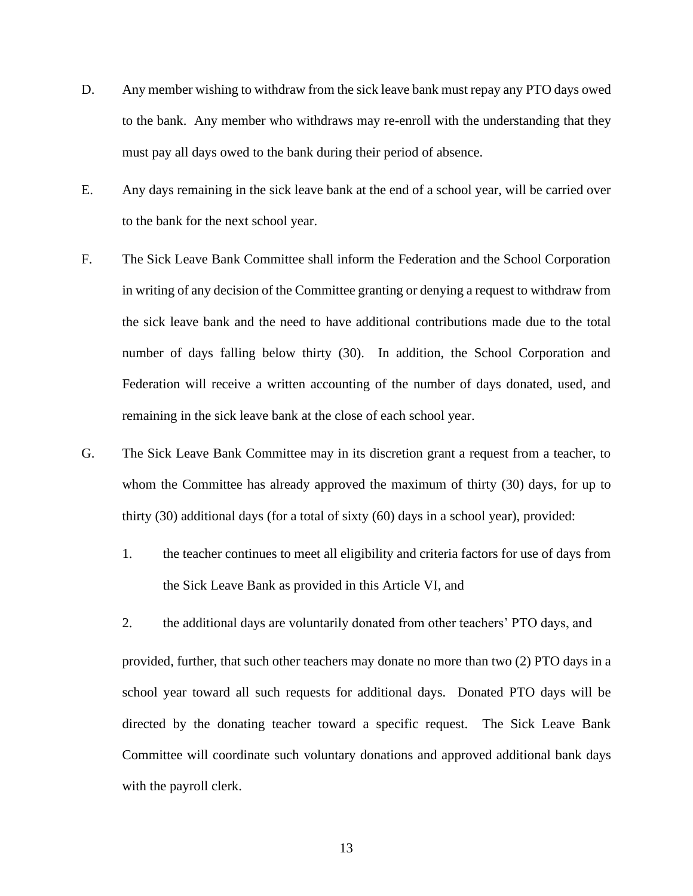D. Any member wishing to withdraw from the sick leave bank must repay any PTO days owed to the bank. Any member who withdraws may re-enroll with the understanding that they must pay all days owed to the bank during their period of absence.

E. Any days remaining in the sick leave bank at the end of a school year, will be carried over to the bank for the next school year.

F. The Sick Leave Bank Committee shall inform the Federation and the School Corporation in writing of any decision of the Committee granting or denying a request to withdraw from the sick leave bank and the need to have additional contributions made due to the total number of days falling below thirty (30). In addition, the School Corporation and Federation will receive a written accounting of the number of days donated, used, and remaining in the sick leave bank at the close of each school year.

G. The Sick Leave Bank Committee may in its discretion grant a request from a teacher, to whom the Committee has already approved the maximum of thirty (30) days, for up to thirty (30) additional days (for a total of sixty (60) days in a school year), provided:

   1. the teacher continues to meet all eligibility and criteria factors for use of days from the Sick Leave Bank as provided in this Article VI, and

   2. the additional days are voluntarily donated from other teachers' PTO days, and

   provided, further, that such other teachers may donate no more than two (2) PTO days in a school year toward all such requests for additional days. Donated PTO days will be directed by the donating teacher toward a specific request. The Sick Leave Bank Committee will coordinate such voluntary donations and approved additional bank days with the payroll clerk.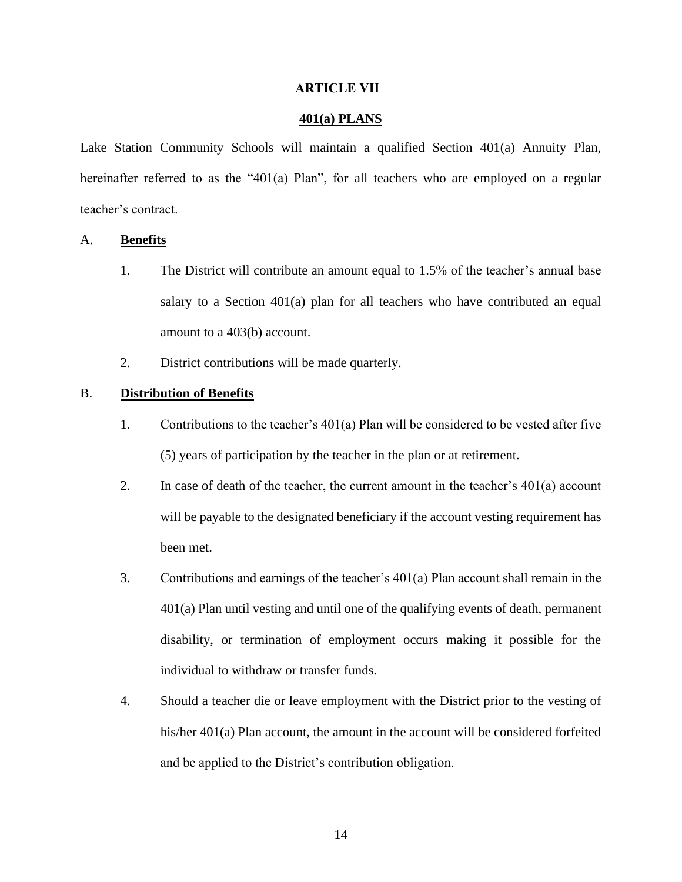# ARTICLE VII

## 401(a) PLANS

Lake Station Community Schools will maintain a qualified Section 401(a) Annuity Plan, hereinafter referred to as the "401(a) Plan", for all teachers who are employed on a regular teacher's contract.

A. **Benefits**

1. The District will contribute an amount equal to 1.5% of the teacher's annual base salary to a Section 401(a) plan for all teachers who have contributed an equal amount to a 403(b) account.
2. District contributions will be made quarterly.

B. **Distribution of Benefits**

1. Contributions to the teacher's 401(a) Plan will be considered to be vested after five (5) years of participation by the teacher in the plan or at retirement.
2. In case of death of the teacher, the current amount in the teacher's 401(a) account will be payable to the designated beneficiary if the account vesting requirement has been met.
3. Contributions and earnings of the teacher's 401(a) Plan account shall remain in the 401(a) Plan until vesting and until one of the qualifying events of death, permanent disability, or termination of employment occurs making it possible for the individual to withdraw or transfer funds.
4. Should a teacher die or leave employment with the District prior to the vesting of his/her 401(a) Plan account, the amount in the account will be considered forfeited and be applied to the District's contribution obligation.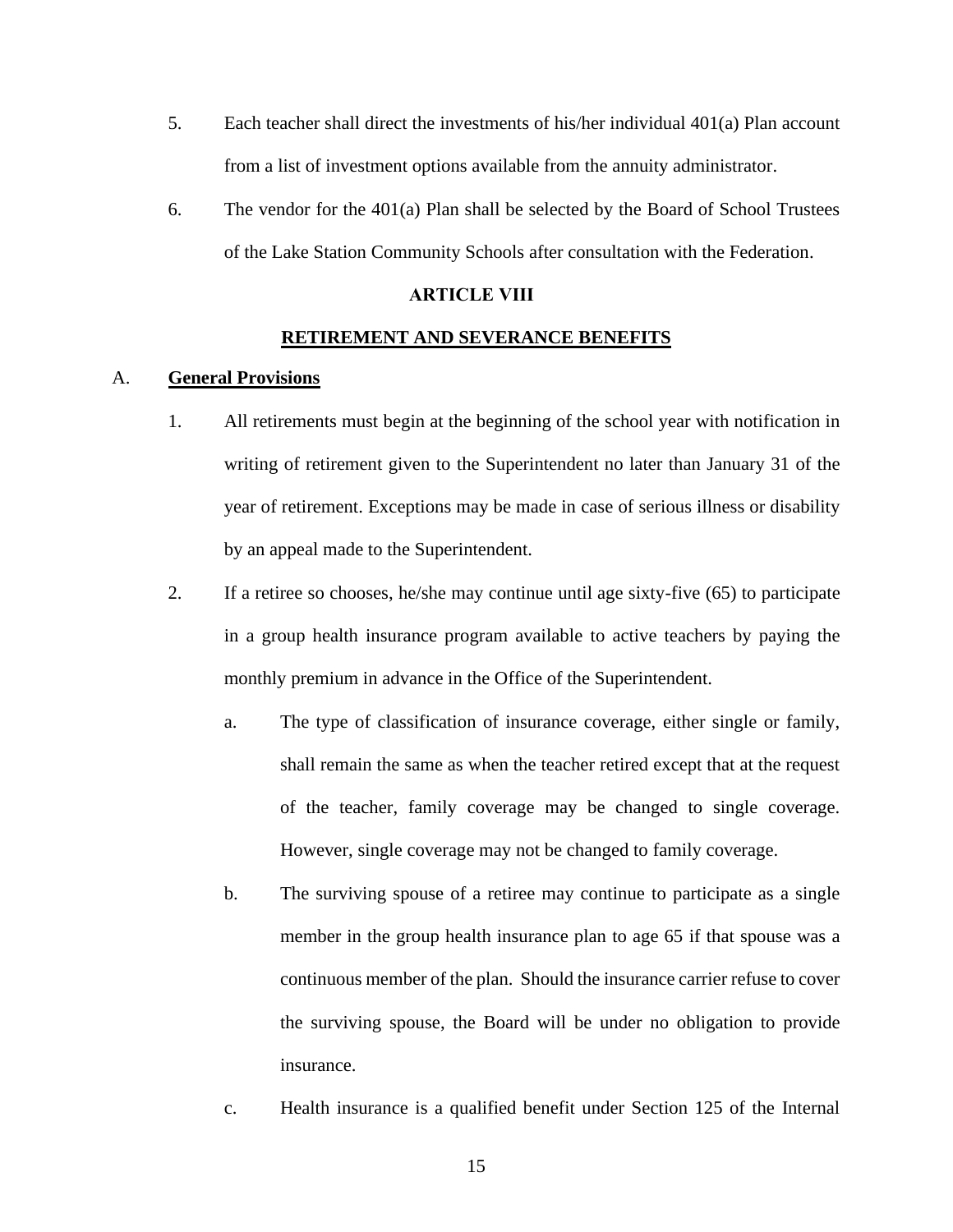5. Each teacher shall direct the investments of his/her individual 401(a) Plan account from a list of investment options available from the annuity administrator.

6. The vendor for the 401(a) Plan shall be selected by the Board of School Trustees of the Lake Station Community Schools after consultation with the Federation.

## ARTICLE VIII

## RETIREMENT AND SEVERANCE BENEFITS

A. **General Provisions**

1. All retirements must begin at the beginning of the school year with notification in writing of retirement given to the Superintendent no later than January 31 of the year of retirement. Exceptions may be made in case of serious illness or disability by an appeal made to the Superintendent.

2. If a retiree so chooses, he/she may continue until age sixty-five (65) to participate in a group health insurance program available to active teachers by paying the monthly premium in advance in the Office of the Superintendent.

   a. The type of classification of insurance coverage, either single or family, shall remain the same as when the teacher retired except that at the request of the teacher, family coverage may be changed to single coverage. However, single coverage may not be changed to family coverage.

   b. The surviving spouse of a retiree may continue to participate as a single member in the group health insurance plan to age 65 if that spouse was a continuous member of the plan. Should the insurance carrier refuse to cover the surviving spouse, the Board will be under no obligation to provide insurance.

   c. Health insurance is a qualified benefit under Section 125 of the Internal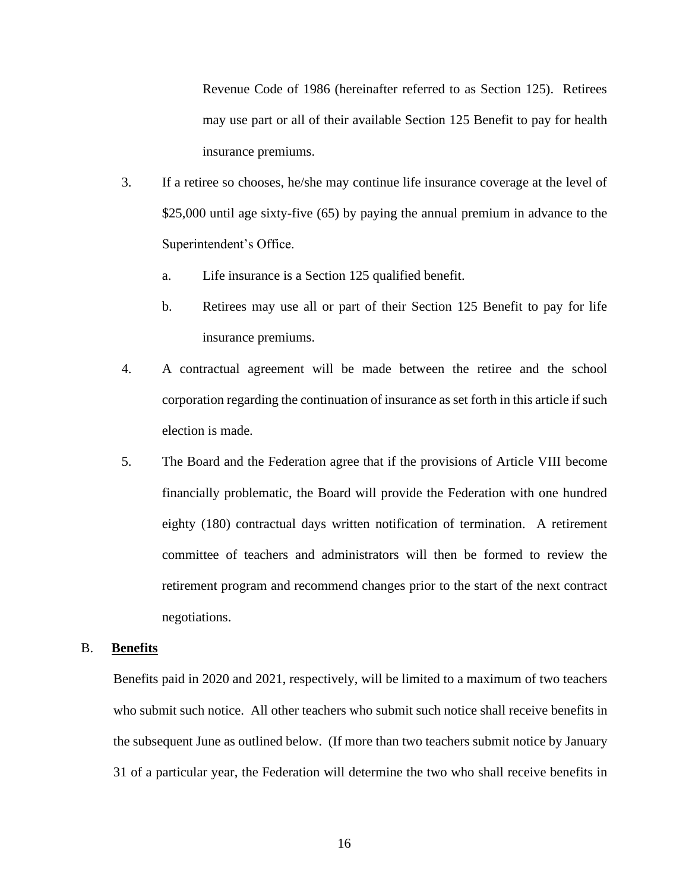Revenue Code of 1986 (hereinafter referred to as Section 125). Retirees may use part or all of their available Section 125 Benefit to pay for health insurance premiums.

3. If a retiree so chooses, he/she may continue life insurance coverage at the level of $25,000 until age sixty-five (65) by paying the annual premium in advance to the Superintendent's Office.

   a. Life insurance is a Section 125 qualified benefit.

   b. Retirees may use all or part of their Section 125 Benefit to pay for life insurance premiums.

4. A contractual agreement will be made between the retiree and the school corporation regarding the continuation of insurance as set forth in this article if such election is made.

5. The Board and the Federation agree that if the provisions of Article VIII become financially problematic, the Board will provide the Federation with one hundred eighty (180) contractual days written notification of termination. A retirement committee of teachers and administrators will then be formed to review the retirement program and recommend changes prior to the start of the next contract negotiations.

B. **<u>Benefits</u>**

Benefits paid in 2020 and 2021, respectively, will be limited to a maximum of two teachers who submit such notice. All other teachers who submit such notice shall receive benefits in the subsequent June as outlined below. (If more than two teachers submit notice by January 31 of a particular year, the Federation will determine the two who shall receive benefits in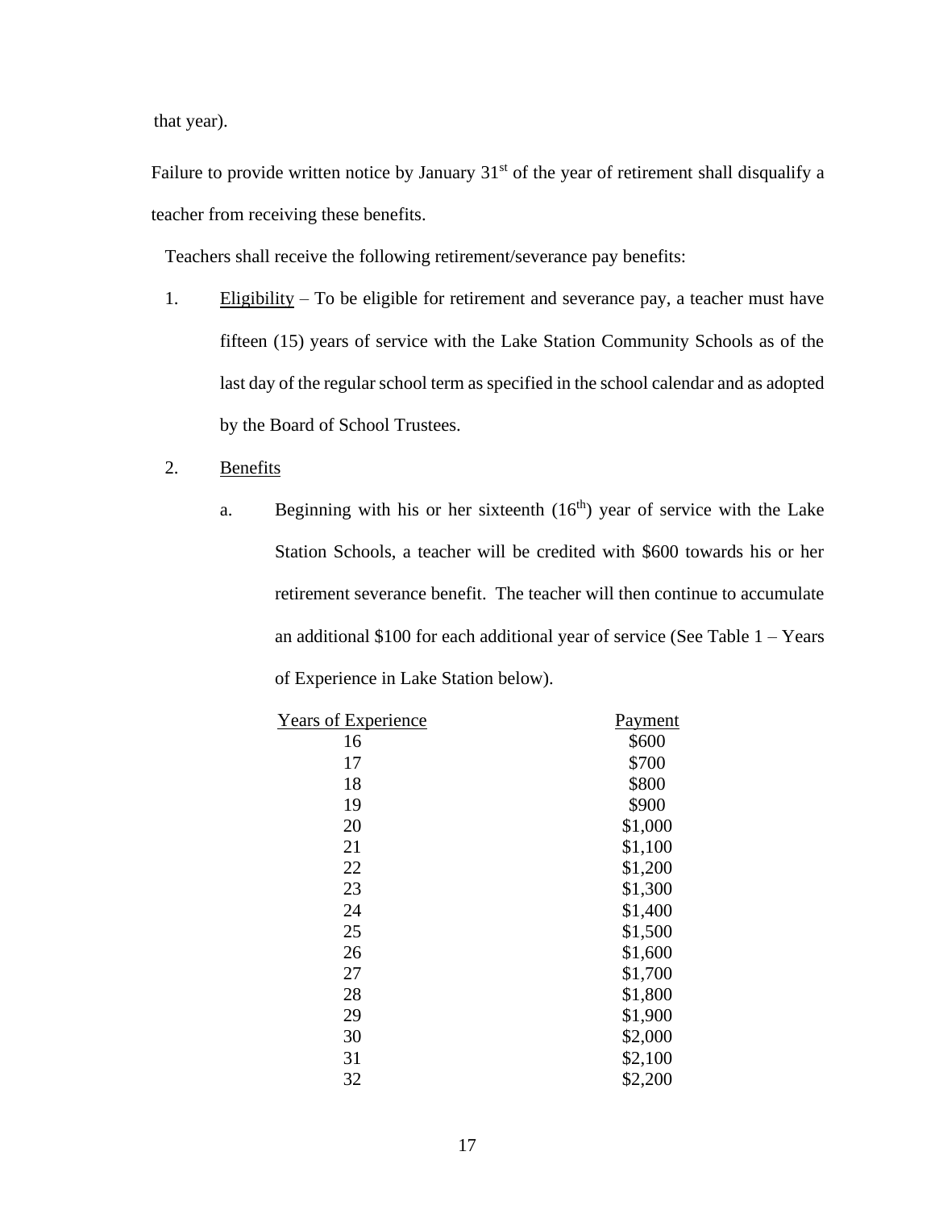that year).

Failure to provide written notice by January 31st of the year of retirement shall disqualify a teacher from receiving these benefits.

Teachers shall receive the following retirement/severance pay benefits:

1. Eligibility – To be eligible for retirement and severance pay, a teacher must have fifteen (15) years of service with the Lake Station Community Schools as of the last day of the regular school term as specified in the school calendar and as adopted by the Board of School Trustees.

2. Benefits

   a. Beginning with his or her sixteenth (16th) year of service with the Lake Station Schools, a teacher will be credited with $600 towards his or her retirement severance benefit. The teacher will then continue to accumulate an additional $100 for each additional year of service (See Table 1 – Years of Experience in Lake Station below).

| Years of Experience | Payment |
|---|---|
| 16 | $600 |
| 17 | $700 |
| 18 | $800 |
| 19 | $900 |
| 20 | $1,000 |
| 21 | $1,100 |
| 22 | $1,200 |
| 23 | $1,300 |
| 24 | $1,400 |
| 25 | $1,500 |
| 26 | $1,600 |
| 27 | $1,700 |
| 28 | $1,800 |
| 29 | $1,900 |
| 30 | $2,000 |
| 31 | $2,100 |
| 32 | $2,200 |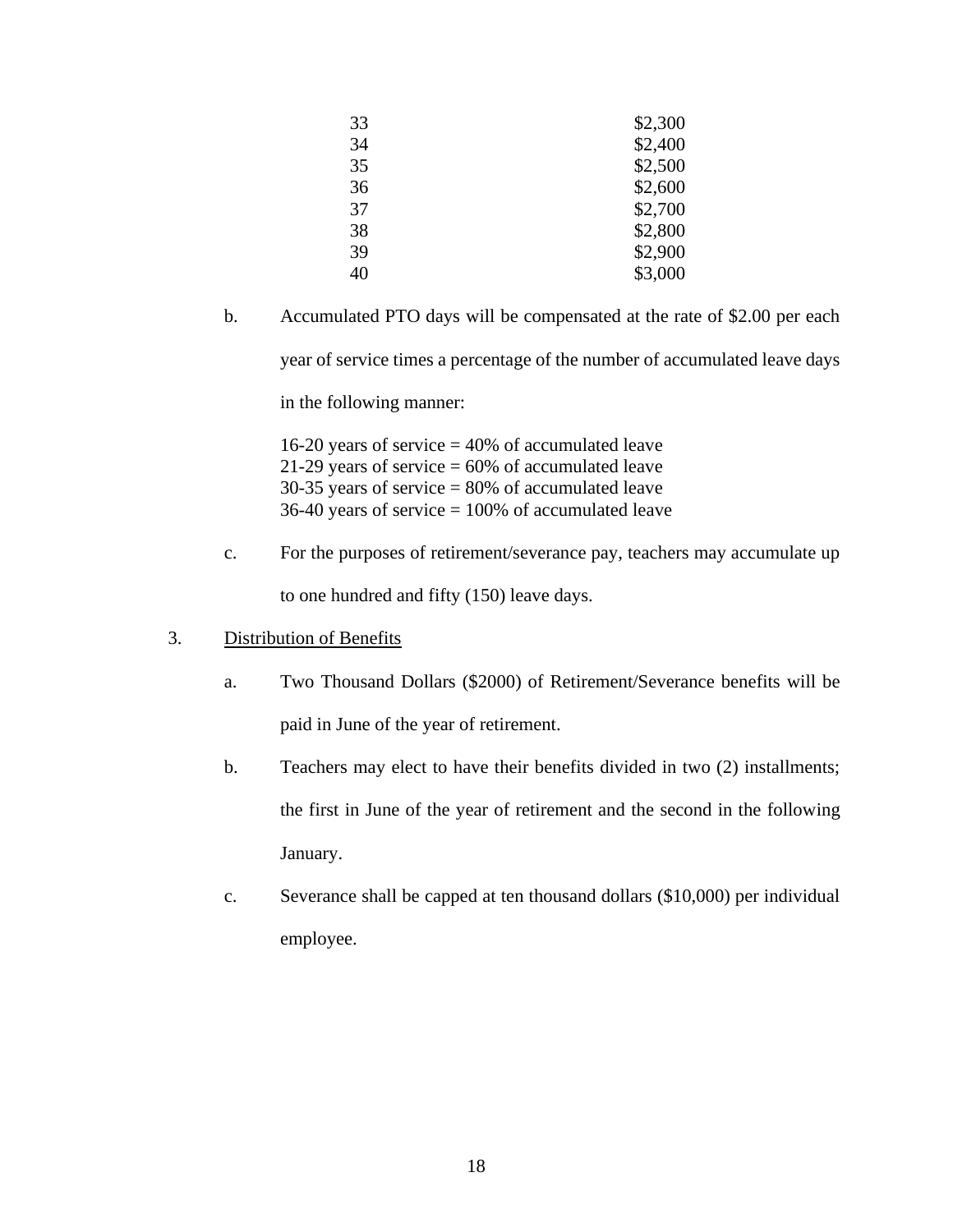| | |
|---|---|
| 33 | $2,300 |
| 34 | $2,400 |
| 35 | $2,500 |
| 36 | $2,600 |
| 37 | $2,700 |
| 38 | $2,800 |
| 39 | $2,900 |
| 40 | $3,000 |

b. Accumulated PTO days will be compensated at the rate of $2.00 per each year of service times a percentage of the number of accumulated leave days in the following manner:

16-20 years of service = 40% of accumulated leave
21-29 years of service = 60% of accumulated leave
30-35 years of service = 80% of accumulated leave
36-40 years of service = 100% of accumulated leave

c. For the purposes of retirement/severance pay, teachers may accumulate up to one hundred and fifty (150) leave days.

3. Distribution of Benefits

a. Two Thousand Dollars ($2000) of Retirement/Severance benefits will be paid in June of the year of retirement.

b. Teachers may elect to have their benefits divided in two (2) installments; the first in June of the year of retirement and the second in the following January.

c. Severance shall be capped at ten thousand dollars ($10,000) per individual employee.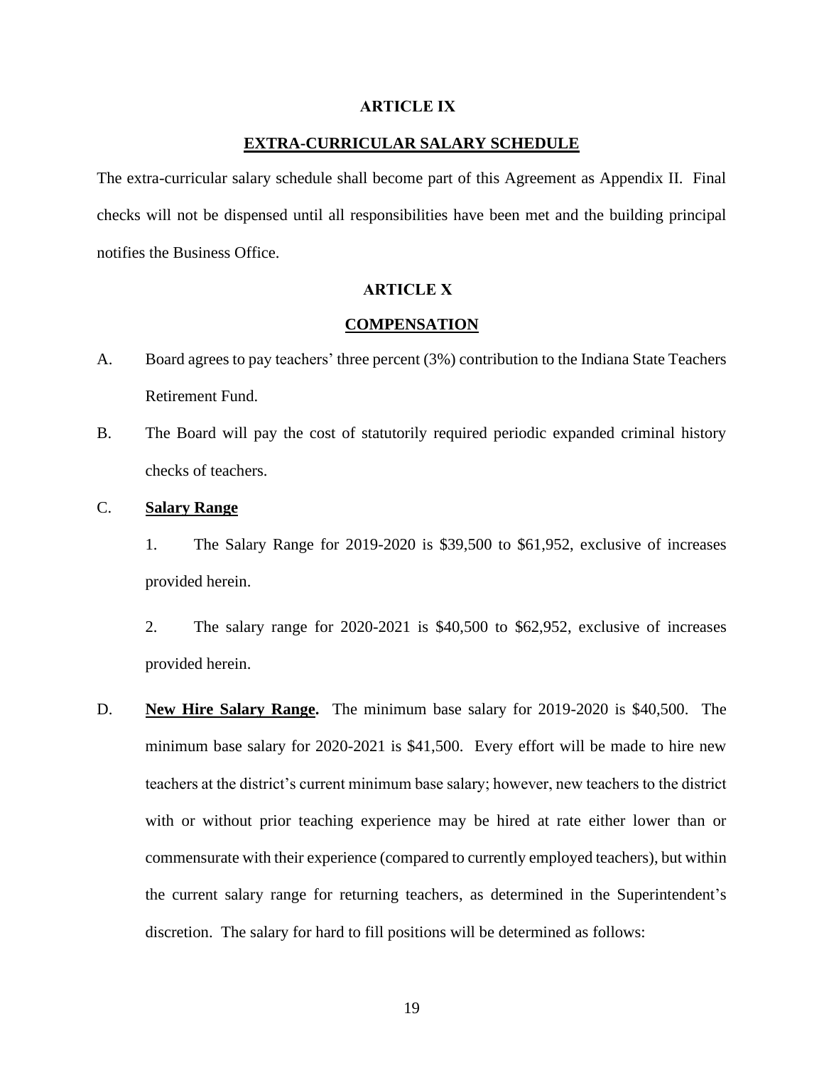## ARTICLE IX

### EXTRA-CURRICULAR SALARY SCHEDULE

The extra-curricular salary schedule shall become part of this Agreement as Appendix II. Final checks will not be dispensed until all responsibilities have been met and the building principal notifies the Business Office.

## ARTICLE X

### COMPENSATION

A. Board agrees to pay teachers' three percent (3%) contribution to the Indiana State Teachers Retirement Fund.

B. The Board will pay the cost of statutorily required periodic expanded criminal history checks of teachers.

C. **Salary Range**

1. The Salary Range for 2019-2020 is $39,500 to $61,952, exclusive of increases provided herein.

2. The salary range for 2020-2021 is $40,500 to $62,952, exclusive of increases provided herein.

D. **New Hire Salary Range.** The minimum base salary for 2019-2020 is $40,500. The minimum base salary for 2020-2021 is $41,500. Every effort will be made to hire new teachers at the district's current minimum base salary; however, new teachers to the district with or without prior teaching experience may be hired at rate either lower than or commensurate with their experience (compared to currently employed teachers), but within the current salary range for returning teachers, as determined in the Superintendent's discretion. The salary for hard to fill positions will be determined as follows: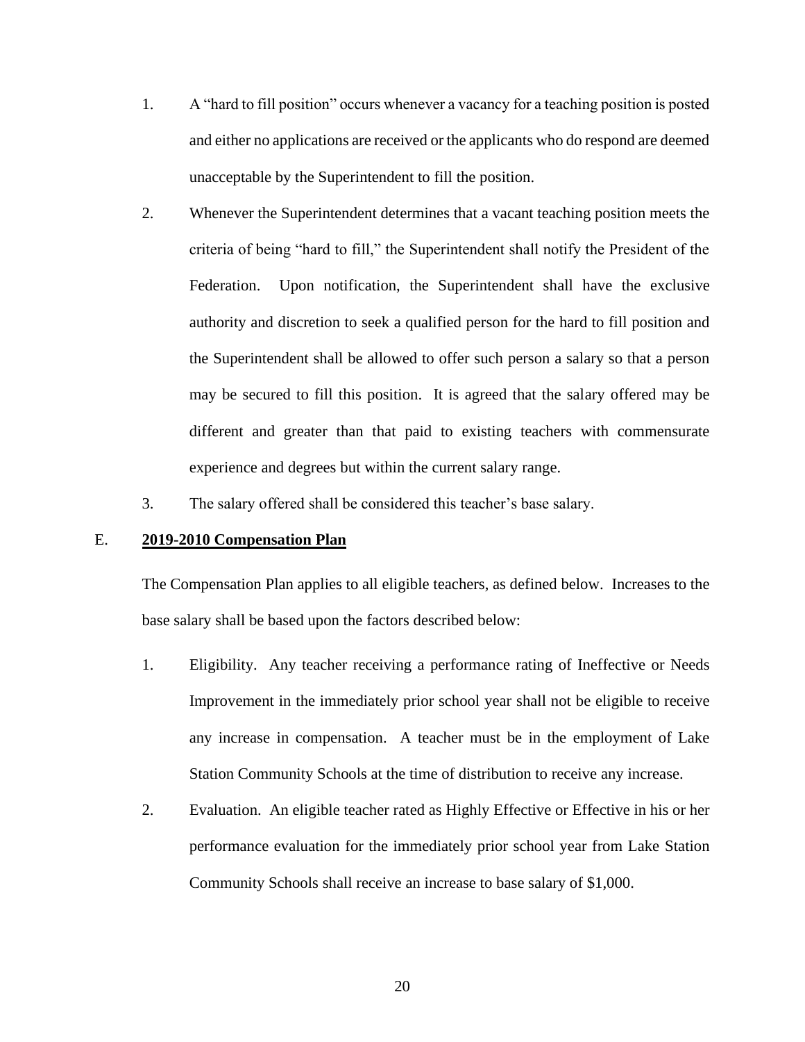1. A "hard to fill position" occurs whenever a vacancy for a teaching position is posted and either no applications are received or the applicants who do respond are deemed unacceptable by the Superintendent to fill the position.
2. Whenever the Superintendent determines that a vacant teaching position meets the criteria of being "hard to fill," the Superintendent shall notify the President of the Federation. Upon notification, the Superintendent shall have the exclusive authority and discretion to seek a qualified person for the hard to fill position and the Superintendent shall be allowed to offer such person a salary so that a person may be secured to fill this position. It is agreed that the salary offered may be different and greater than that paid to existing teachers with commensurate experience and degrees but within the current salary range.
3. The salary offered shall be considered this teacher's base salary.

E. **2019-2010 Compensation Plan**

The Compensation Plan applies to all eligible teachers, as defined below. Increases to the base salary shall be based upon the factors described below:

1. Eligibility. Any teacher receiving a performance rating of Ineffective or Needs Improvement in the immediately prior school year shall not be eligible to receive any increase in compensation. A teacher must be in the employment of Lake Station Community Schools at the time of distribution to receive any increase.
2. Evaluation. An eligible teacher rated as Highly Effective or Effective in his or her performance evaluation for the immediately prior school year from Lake Station Community Schools shall receive an increase to base salary of $1,000.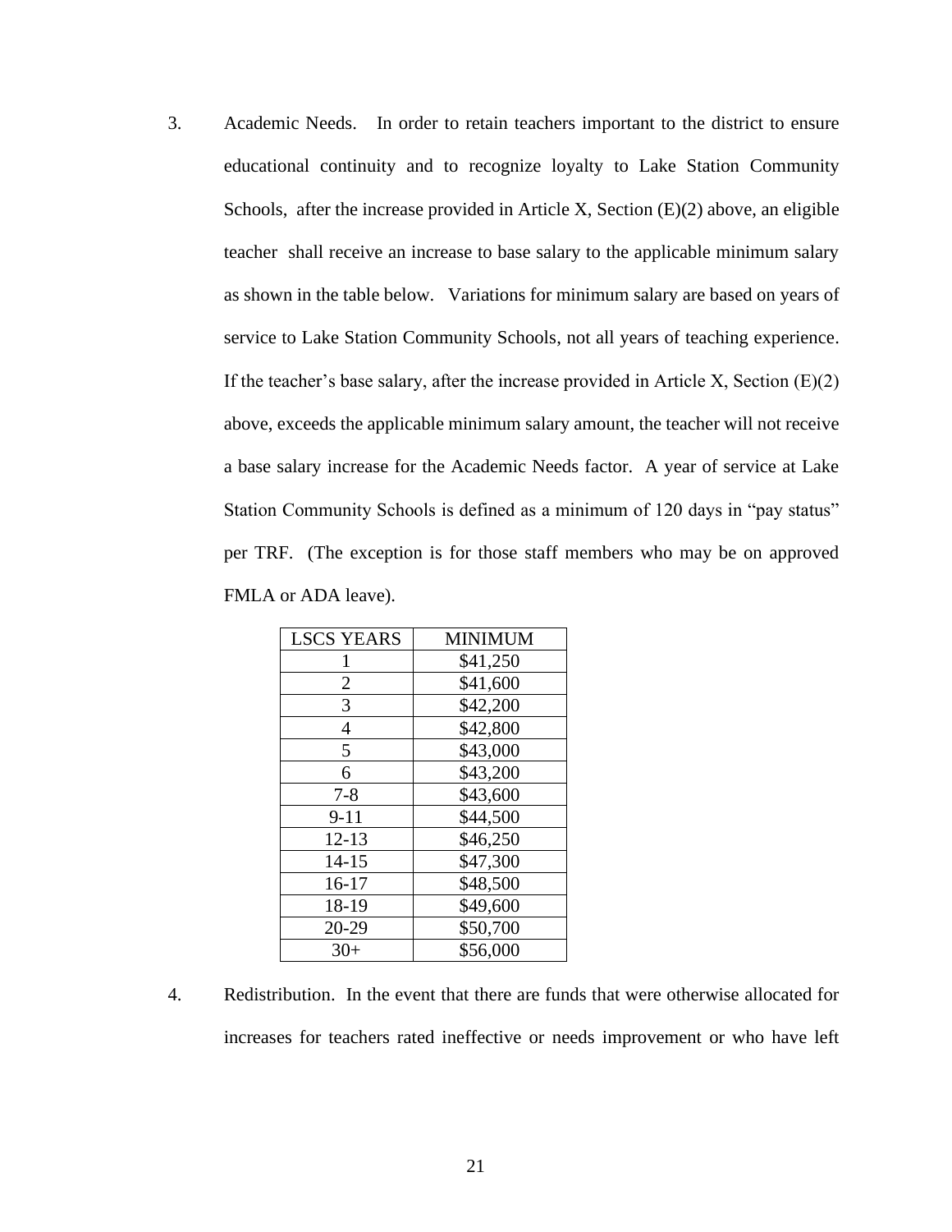3. Academic Needs. In order to retain teachers important to the district to ensure educational continuity and to recognize loyalty to Lake Station Community Schools, after the increase provided in Article X, Section (E)(2) above, an eligible teacher shall receive an increase to base salary to the applicable minimum salary as shown in the table below. Variations for minimum salary are based on years of service to Lake Station Community Schools, not all years of teaching experience. If the teacher's base salary, after the increase provided in Article X, Section (E)(2) above, exceeds the applicable minimum salary amount, the teacher will not receive a base salary increase for the Academic Needs factor. A year of service at Lake Station Community Schools is defined as a minimum of 120 days in "pay status" per TRF. (The exception is for those staff members who may be on approved FMLA or ADA leave).

| LSCS YEARS | MINIMUM |
|---|---|
| 1 | $41,250 |
| 2 | $41,600 |
| 3 | $42,200 |
| 4 | $42,800 |
| 5 | $43,000 |
| 6 | $43,200 |
| 7-8 | $43,600 |
| 9-11 | $44,500 |
| 12-13 | $46,250 |
| 14-15 | $47,300 |
| 16-17 | $48,500 |
| 18-19 | $49,600 |
| 20-29 | $50,700 |
| 30+ | $56,000 |

4. Redistribution. In the event that there are funds that were otherwise allocated for increases for teachers rated ineffective or needs improvement or who have left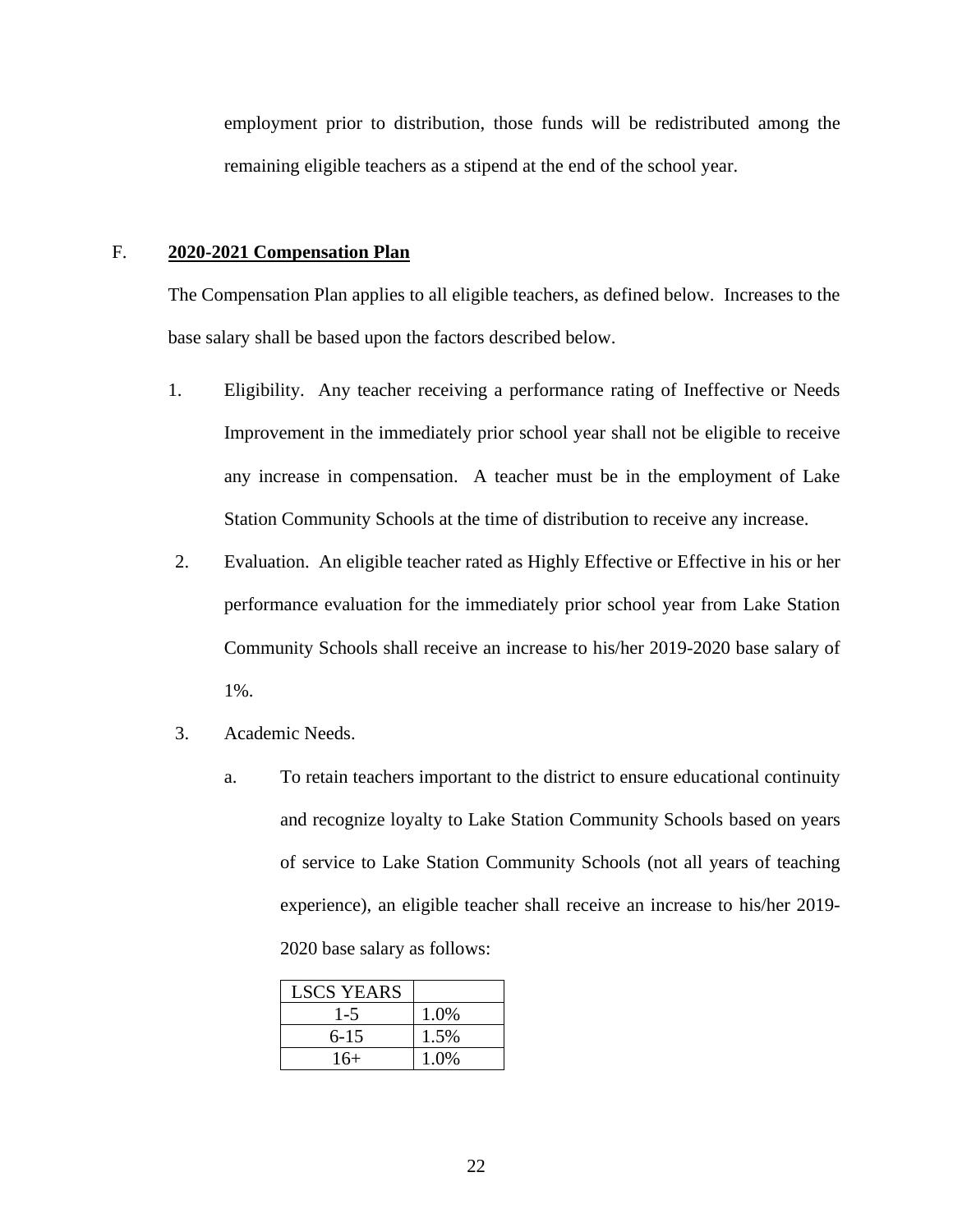employment prior to distribution, those funds will be redistributed among the remaining eligible teachers as a stipend at the end of the school year.

F. **2020-2021 Compensation Plan**

The Compensation Plan applies to all eligible teachers, as defined below. Increases to the base salary shall be based upon the factors described below.

1. Eligibility. Any teacher receiving a performance rating of Ineffective or Needs Improvement in the immediately prior school year shall not be eligible to receive any increase in compensation. A teacher must be in the employment of Lake Station Community Schools at the time of distribution to receive any increase.

2. Evaluation. An eligible teacher rated as Highly Effective or Effective in his or her performance evaluation for the immediately prior school year from Lake Station Community Schools shall receive an increase to his/her 2019-2020 base salary of 1%.

3. Academic Needs.

   a. To retain teachers important to the district to ensure educational continuity and recognize loyalty to Lake Station Community Schools based on years of service to Lake Station Community Schools (not all years of teaching experience), an eligible teacher shall receive an increase to his/her 2019-2020 base salary as follows:

| LSCS YEARS | |
|---|---|
| 1-5 | 1.0% |
| 6-15 | 1.5% |
| 16+ | 1.0% |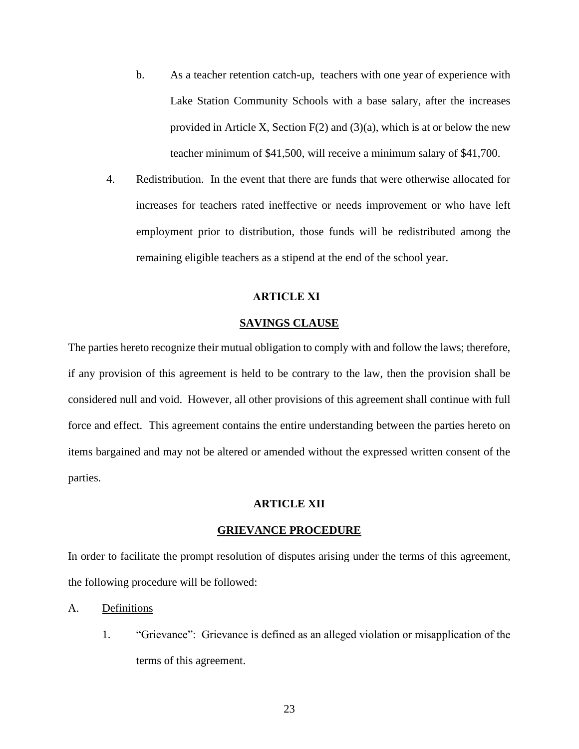b. As a teacher retention catch-up, teachers with one year of experience with Lake Station Community Schools with a base salary, after the increases provided in Article X, Section F(2) and (3)(a), which is at or below the new teacher minimum of $41,500, will receive a minimum salary of $41,700.

4. Redistribution. In the event that there are funds that were otherwise allocated for increases for teachers rated ineffective or needs improvement or who have left employment prior to distribution, those funds will be redistributed among the remaining eligible teachers as a stipend at the end of the school year.

## ARTICLE XI

## SAVINGS CLAUSE

The parties hereto recognize their mutual obligation to comply with and follow the laws; therefore, if any provision of this agreement is held to be contrary to the law, then the provision shall be considered null and void. However, all other provisions of this agreement shall continue with full force and effect. This agreement contains the entire understanding between the parties hereto on items bargained and may not be altered or amended without the expressed written consent of the parties.

## ARTICLE XII

## GRIEVANCE PROCEDURE

In order to facilitate the prompt resolution of disputes arising under the terms of this agreement, the following procedure will be followed:

A. Definitions

1. "Grievance": Grievance is defined as an alleged violation or misapplication of the terms of this agreement.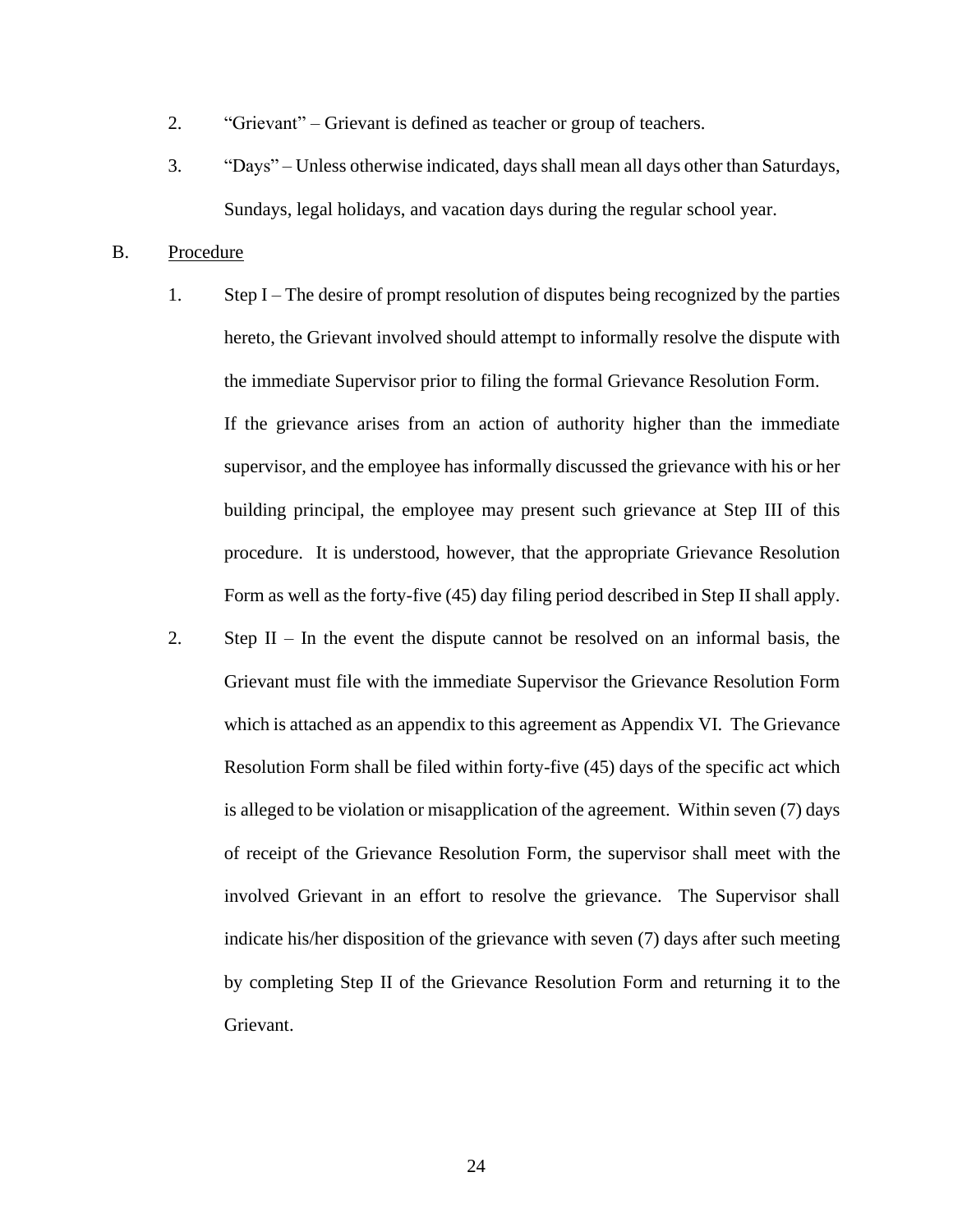2. "Grievant" – Grievant is defined as teacher or group of teachers.

3. "Days" – Unless otherwise indicated, days shall mean all days other than Saturdays, Sundays, legal holidays, and vacation days during the regular school year.

B. <u>Procedure</u>

1. Step I – The desire of prompt resolution of disputes being recognized by the parties hereto, the Grievant involved should attempt to informally resolve the dispute with the immediate Supervisor prior to filing the formal Grievance Resolution Form.

   If the grievance arises from an action of authority higher than the immediate supervisor, and the employee has informally discussed the grievance with his or her building principal, the employee may present such grievance at Step III of this procedure. It is understood, however, that the appropriate Grievance Resolution Form as well as the forty-five (45) day filing period described in Step II shall apply.

2. Step II – In the event the dispute cannot be resolved on an informal basis, the Grievant must file with the immediate Supervisor the Grievance Resolution Form which is attached as an appendix to this agreement as Appendix VI. The Grievance Resolution Form shall be filed within forty-five (45) days of the specific act which is alleged to be violation or misapplication of the agreement. Within seven (7) days of receipt of the Grievance Resolution Form, the supervisor shall meet with the involved Grievant in an effort to resolve the grievance. The Supervisor shall indicate his/her disposition of the grievance with seven (7) days after such meeting by completing Step II of the Grievance Resolution Form and returning it to the Grievant.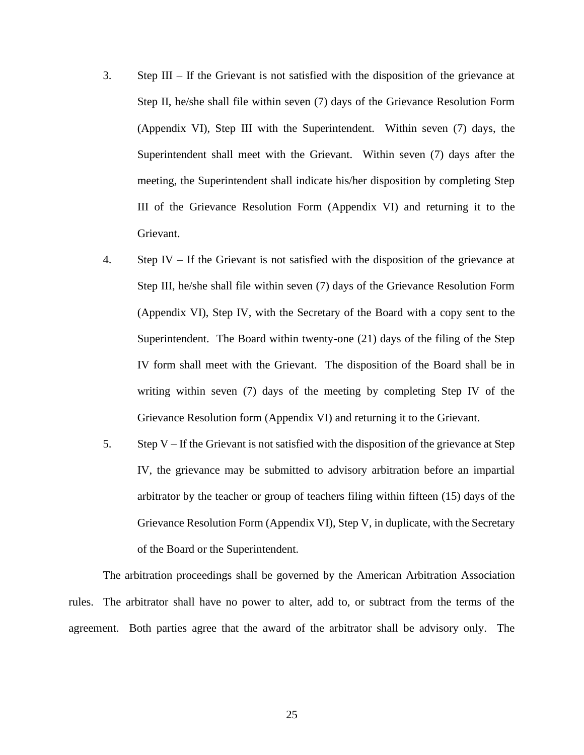3. Step III – If the Grievant is not satisfied with the disposition of the grievance at Step II, he/she shall file within seven (7) days of the Grievance Resolution Form (Appendix VI), Step III with the Superintendent. Within seven (7) days, the Superintendent shall meet with the Grievant. Within seven (7) days after the meeting, the Superintendent shall indicate his/her disposition by completing Step III of the Grievance Resolution Form (Appendix VI) and returning it to the Grievant.

4. Step IV – If the Grievant is not satisfied with the disposition of the grievance at Step III, he/she shall file within seven (7) days of the Grievance Resolution Form (Appendix VI), Step IV, with the Secretary of the Board with a copy sent to the Superintendent. The Board within twenty-one (21) days of the filing of the Step IV form shall meet with the Grievant. The disposition of the Board shall be in writing within seven (7) days of the meeting by completing Step IV of the Grievance Resolution form (Appendix VI) and returning it to the Grievant.

5. Step V – If the Grievant is not satisfied with the disposition of the grievance at Step IV, the grievance may be submitted to advisory arbitration before an impartial arbitrator by the teacher or group of teachers filing within fifteen (15) days of the Grievance Resolution Form (Appendix VI), Step V, in duplicate, with the Secretary of the Board or the Superintendent.

The arbitration proceedings shall be governed by the American Arbitration Association rules. The arbitrator shall have no power to alter, add to, or subtract from the terms of the agreement. Both parties agree that the award of the arbitrator shall be advisory only. The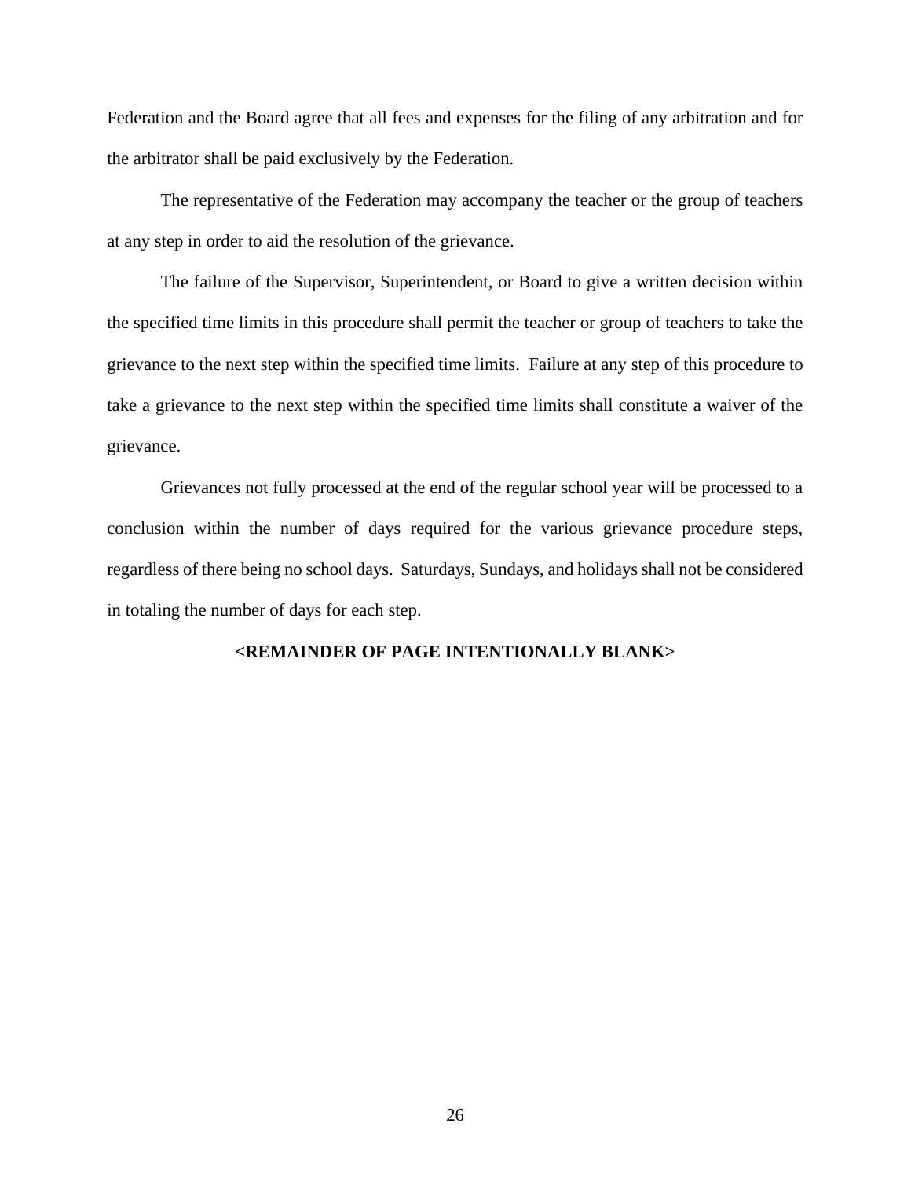Federation and the Board agree that all fees and expenses for the filing of any arbitration and for the arbitrator shall be paid exclusively by the Federation.

The representative of the Federation may accompany the teacher or the group of teachers at any step in order to aid the resolution of the grievance.

The failure of the Supervisor, Superintendent, or Board to give a written decision within the specified time limits in this procedure shall permit the teacher or group of teachers to take the grievance to the next step within the specified time limits. Failure at any step of this procedure to take a grievance to the next step within the specified time limits shall constitute a waiver of the grievance.

Grievances not fully processed at the end of the regular school year will be processed to a conclusion within the number of days required for the various grievance procedure steps, regardless of there being no school days. Saturdays, Sundays, and holidays shall not be considered in totaling the number of days for each step.

**<REMAINDER OF PAGE INTENTIONALLY BLANK>**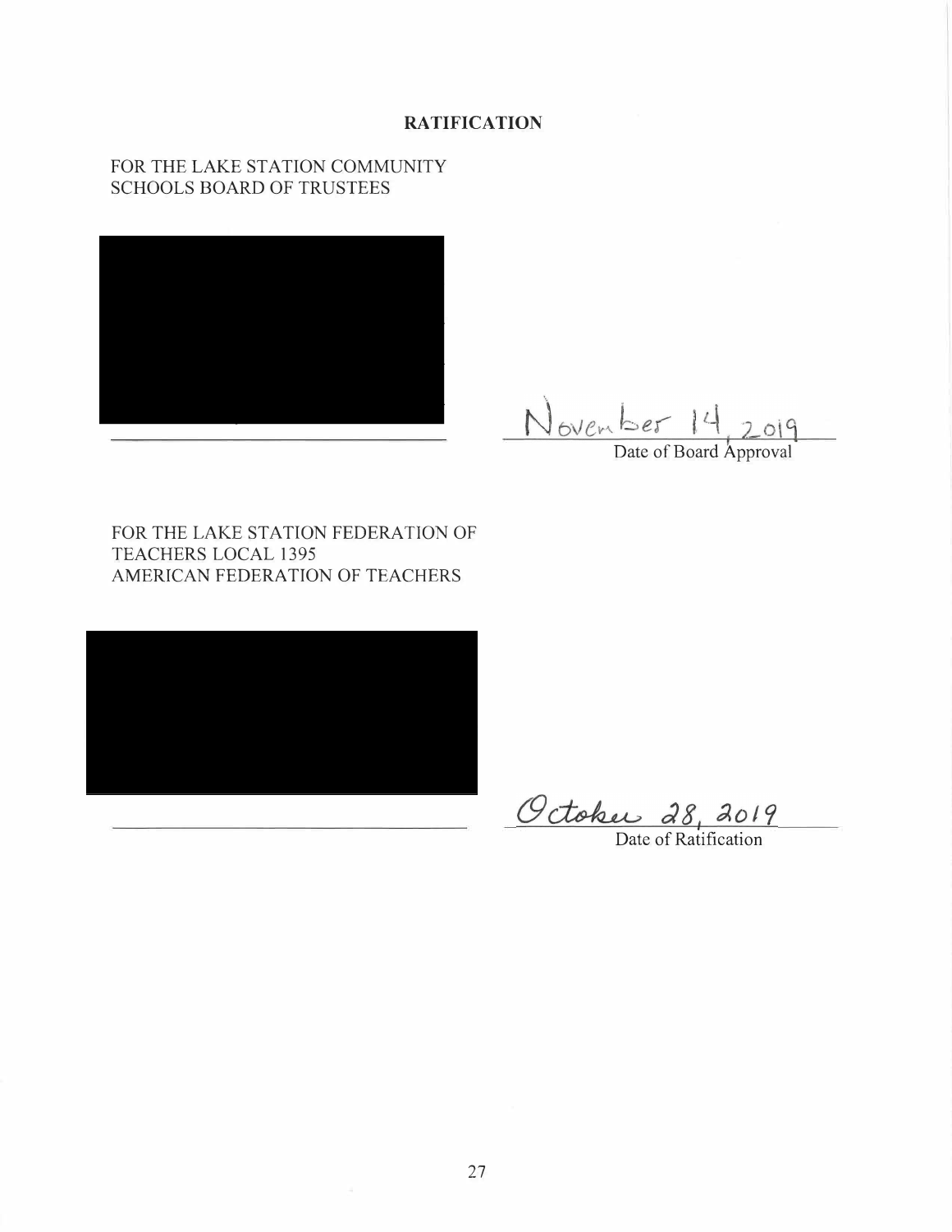## RATIFICATION

FOR THE LAKE STATION COMMUNITY SCHOOLS BOARD OF TRUSTEES

______________________________ November 14, 2019
Date of Board Approval

FOR THE LAKE STATION FEDERATION OF TEACHERS LOCAL 1395
AMERICAN FEDERATION OF TEACHERS

______________________________ October 28, 2019
Date of Ratification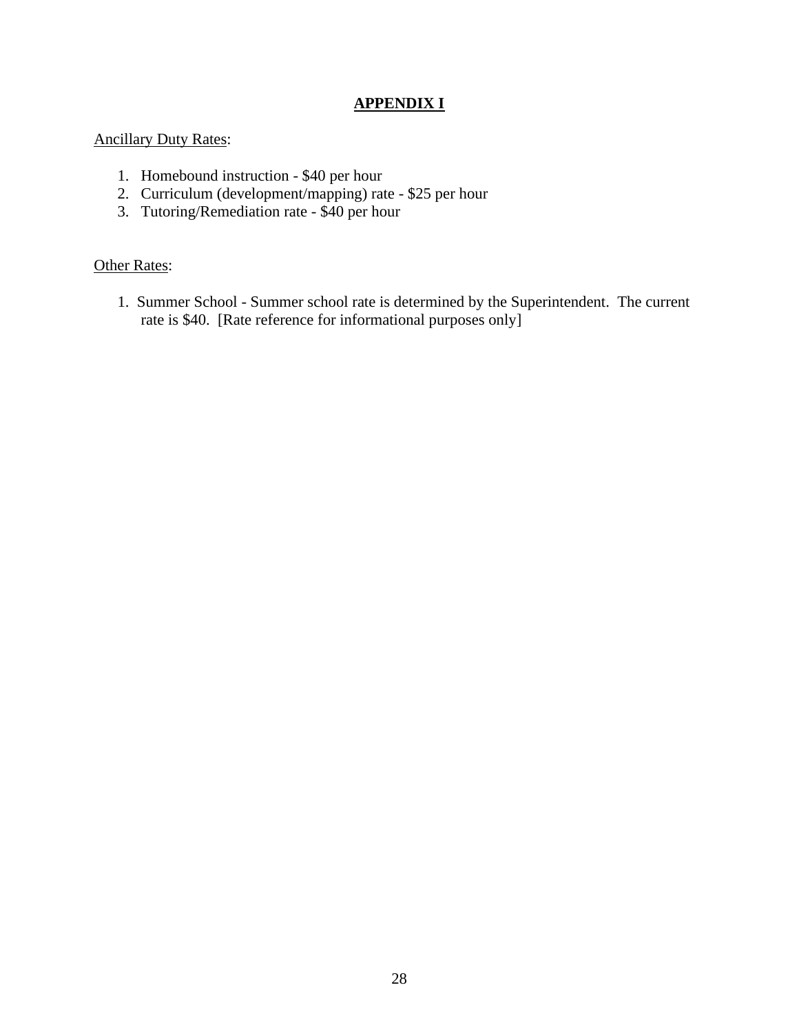# APPENDIX I

Ancillary Duty Rates:

1. Homebound instruction - $40 per hour
2. Curriculum (development/mapping) rate - $25 per hour
3. Tutoring/Remediation rate - $40 per hour

Other Rates:

1. Summer School - Summer school rate is determined by the Superintendent. The current rate is $40. [Rate reference for informational purposes only]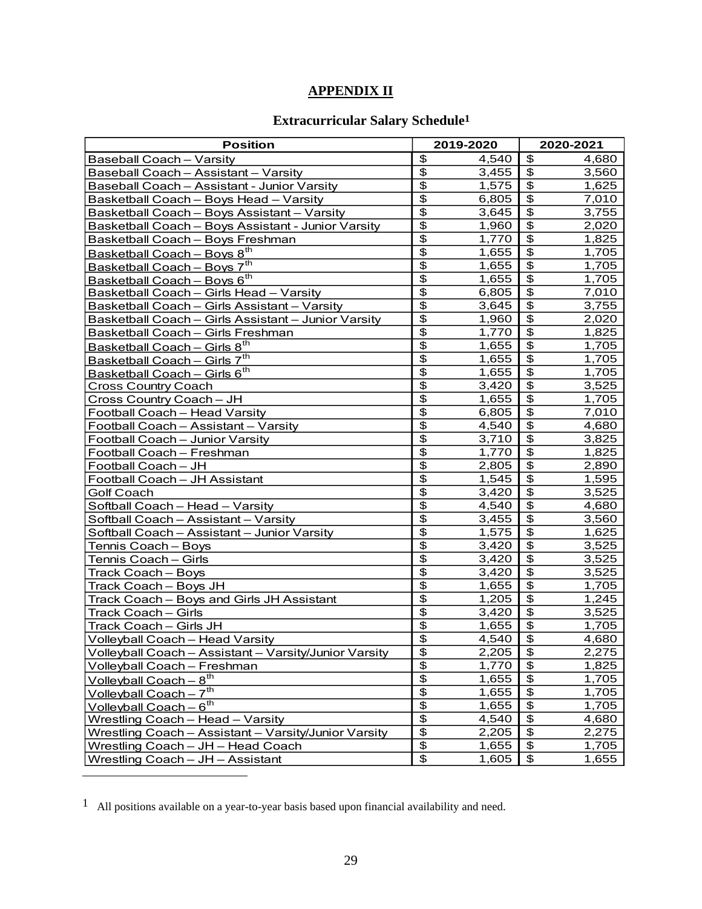# APPENDIX II

## Extracurricular Salary Schedule[1]

| Position | 2019-2020 | 2020-2021 |
|---|---|---|
| Baseball Coach – Varsity | $ 4,540 | $ 4,680 |
| Baseball Coach – Assistant – Varsity | $ 3,455 | $ 3,560 |
| Baseball Coach – Assistant - Junior Varsity | $ 1,575 | $ 1,625 |
| Basketball Coach – Boys Head – Varsity | $ 6,805 | $ 7,010 |
| Basketball Coach – Boys Assistant – Varsity | $ 3,645 | $ 3,755 |
| Basketball Coach – Boys Assistant - Junior Varsity | $ 1,960 | $ 2,020 |
| Basketball Coach – Boys Freshman | $ 1,770 | $ 1,825 |
| Basketball Coach – Boys 8th | $ 1,655 | $ 1,705 |
| Basketball Coach – Boys 7th | $ 1,655 | $ 1,705 |
| Basketball Coach – Boys 6th | $ 1,655 | $ 1,705 |
| Basketball Coach – Girls Head – Varsity | $ 6,805 | $ 7,010 |
| Basketball Coach – Girls Assistant – Varsity | $ 3,645 | $ 3,755 |
| Basketball Coach – Girls Assistant – Junior Varsity | $ 1,960 | $ 2,020 |
| Basketball Coach – Girls Freshman | $ 1,770 | $ 1,825 |
| Basketball Coach – Girls 8th | $ 1,655 | $ 1,705 |
| Basketball Coach – Girls 7th | $ 1,655 | $ 1,705 |
| Basketball Coach – Girls 6th | $ 1,655 | $ 1,705 |
| Cross Country Coach | $ 3,420 | $ 3,525 |
| Cross Country Coach – JH | $ 1,655 | $ 1,705 |
| Football Coach – Head Varsity | $ 6,805 | $ 7,010 |
| Football Coach – Assistant – Varsity | $ 4,540 | $ 4,680 |
| Football Coach – Junior Varsity | $ 3,710 | $ 3,825 |
| Football Coach – Freshman | $ 1,770 | $ 1,825 |
| Football Coach – JH | $ 2,805 | $ 2,890 |
| Football Coach – JH Assistant | $ 1,545 | $ 1,595 |
| Golf Coach | $ 3,420 | $ 3,525 |
| Softball Coach – Head – Varsity | $ 4,540 | $ 4,680 |
| Softball Coach – Assistant – Varsity | $ 3,455 | $ 3,560 |
| Softball Coach – Assistant – Junior Varsity | $ 1,575 | $ 1,625 |
| Tennis Coach – Boys | $ 3,420 | $ 3,525 |
| Tennis Coach – Girls | $ 3,420 | $ 3,525 |
| Track Coach – Boys | $ 3,420 | $ 3,525 |
| Track Coach – Boys JH | $ 1,655 | $ 1,705 |
| Track Coach – Boys and Girls JH Assistant | $ 1,205 | $ 1,245 |
| Track Coach – Girls | $ 3,420 | $ 3,525 |
| Track Coach – Girls JH | $ 1,655 | $ 1,705 |
| Volleyball Coach – Head Varsity | $ 4,540 | $ 4,680 |
| Volleyball Coach – Assistant – Varsity/Junior Varsity | $ 2,205 | $ 2,275 |
| Volleyball Coach – Freshman | $ 1,770 | $ 1,825 |
| Volleyball Coach – 8th | $ 1,655 | $ 1,705 |
| Volleyball Coach – 7th | $ 1,655 | $ 1,705 |
| Volleyball Coach – 6th | $ 1,655 | $ 1,705 |
| Wrestling Coach – Head – Varsity | $ 4,540 | $ 4,680 |
| Wrestling Coach – Assistant – Varsity/Junior Varsity | $ 2,205 | $ 2,275 |
| Wrestling Coach – JH – Head Coach | $ 1,655 | $ 1,705 |
| Wrestling Coach – JH – Assistant | $ 1,605 | $ 1,655 |

[1] All positions available on a year-to-year basis based upon financial availability and need.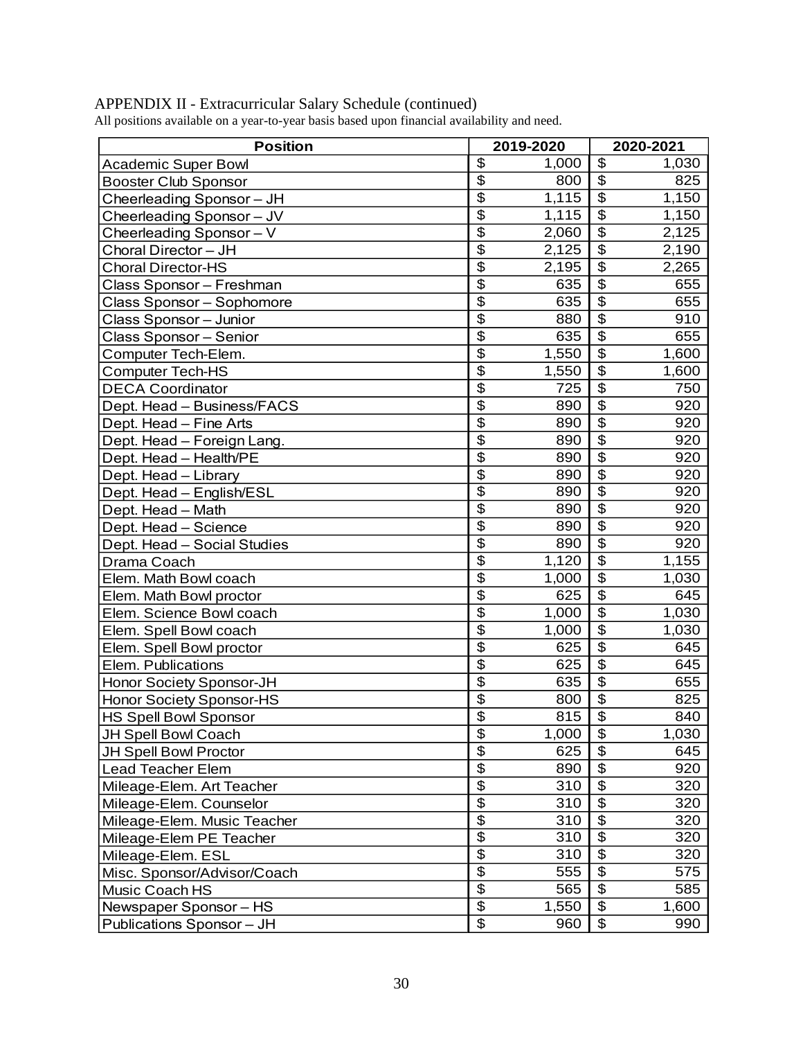APPENDIX II - Extracurricular Salary Schedule (continued)

All positions available on a year-to-year basis based upon financial availability and need.

| Position | 2019-2020 | 2020-2021 |
|---|---|---|
| Academic Super Bowl | $ 1,000 | $ 1,030 |
| Booster Club Sponsor | $ 800 | $ 825 |
| Cheerleading Sponsor – JH | $ 1,115 | $ 1,150 |
| Cheerleading Sponsor – JV | $ 1,115 | $ 1,150 |
| Cheerleading Sponsor – V | $ 2,060 | $ 2,125 |
| Choral Director – JH | $ 2,125 | $ 2,190 |
| Choral Director-HS | $ 2,195 | $ 2,265 |
| Class Sponsor – Freshman | $ 635 | $ 655 |
| Class Sponsor – Sophomore | $ 635 | $ 655 |
| Class Sponsor – Junior | $ 880 | $ 910 |
| Class Sponsor – Senior | $ 635 | $ 655 |
| Computer Tech-Elem. | $ 1,550 | $ 1,600 |
| Computer Tech-HS | $ 1,550 | $ 1,600 |
| DECA Coordinator | $ 725 | $ 750 |
| Dept. Head – Business/FACS | $ 890 | $ 920 |
| Dept. Head – Fine Arts | $ 890 | $ 920 |
| Dept. Head – Foreign Lang. | $ 890 | $ 920 |
| Dept. Head – Health/PE | $ 890 | $ 920 |
| Dept. Head – Library | $ 890 | $ 920 |
| Dept. Head – English/ESL | $ 890 | $ 920 |
| Dept. Head – Math | $ 890 | $ 920 |
| Dept. Head – Science | $ 890 | $ 920 |
| Dept. Head – Social Studies | $ 890 | $ 920 |
| Drama Coach | $ 1,120 | $ 1,155 |
| Elem. Math Bowl coach | $ 1,000 | $ 1,030 |
| Elem. Math Bowl proctor | $ 625 | $ 645 |
| Elem. Science Bowl coach | $ 1,000 | $ 1,030 |
| Elem. Spell Bowl coach | $ 1,000 | $ 1,030 |
| Elem. Spell Bowl proctor | $ 625 | $ 645 |
| Elem. Publications | $ 625 | $ 645 |
| Honor Society Sponsor-JH | $ 635 | $ 655 |
| Honor Society Sponsor-HS | $ 800 | $ 825 |
| HS Spell Bowl Sponsor | $ 815 | $ 840 |
| JH Spell Bowl Coach | $ 1,000 | $ 1,030 |
| JH Spell Bowl Proctor | $ 625 | $ 645 |
| Lead Teacher Elem | $ 890 | $ 920 |
| Mileage-Elem. Art Teacher | $ 310 | $ 320 |
| Mileage-Elem. Counselor | $ 310 | $ 320 |
| Mileage-Elem. Music Teacher | $ 310 | $ 320 |
| Mileage-Elem PE Teacher | $ 310 | $ 320 |
| Mileage-Elem. ESL | $ 310 | $ 320 |
| Misc. Sponsor/Advisor/Coach | $ 555 | $ 575 |
| Music Coach HS | $ 565 | $ 585 |
| Newspaper Sponsor – HS | $ 1,550 | $ 1,600 |
| Publications Sponsor – JH | $ 960 | $ 990 |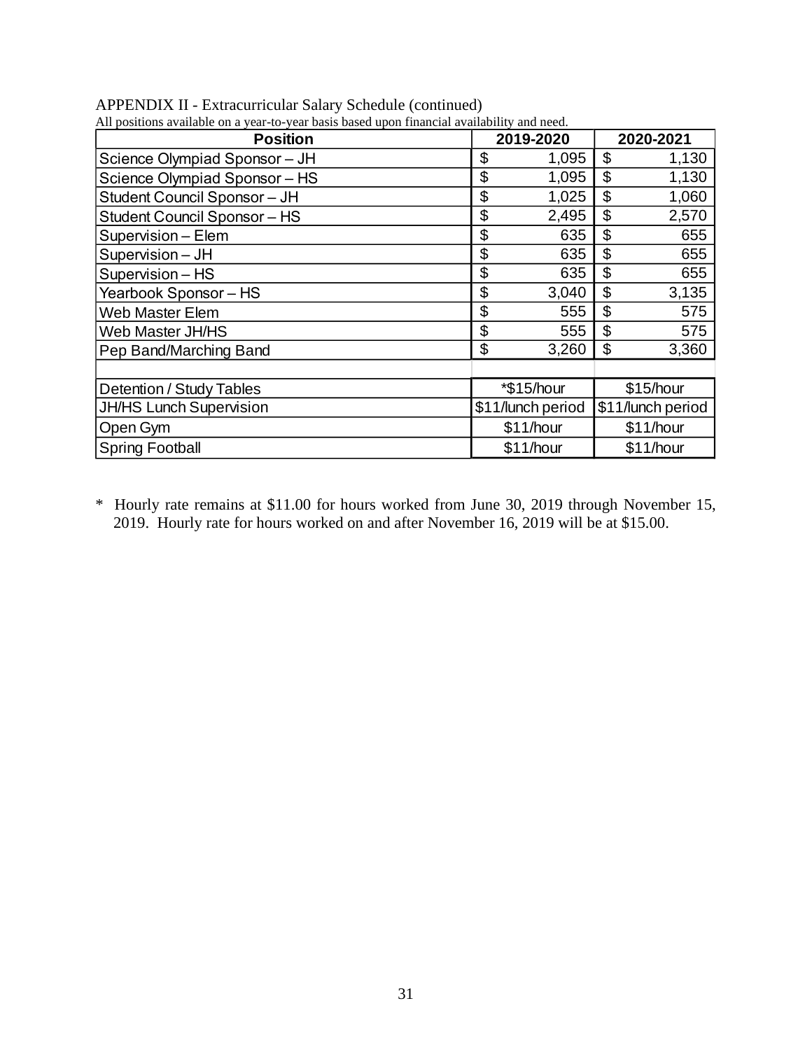APPENDIX II - Extracurricular Salary Schedule (continued)

All positions available on a year-to-year basis based upon financial availability and need.

| Position | 2019-2020 | 2020-2021 |
|---|---|---|
| Science Olympiad Sponsor – JH | $ 1,095 | $ 1,130 |
| Science Olympiad Sponsor – HS | $ 1,095 | $ 1,130 |
| Student Council Sponsor – JH | $ 1,025 | $ 1,060 |
| Student Council Sponsor – HS | $ 2,495 | $ 2,570 |
| Supervision – Elem | $ 635 | $ 655 |
| Supervision – JH | $ 635 | $ 655 |
| Supervision – HS | $ 635 | $ 655 |
| Yearbook Sponsor – HS | $ 3,040 | $ 3,135 |
| Web Master Elem | $ 555 | $ 575 |
| Web Master JH/HS | $ 555 | $ 575 |
| Pep Band/Marching Band | $ 3,260 | $ 3,360 |
| | | |
| Detention / Study Tables | *$15/hour | $15/hour |
| JH/HS Lunch Supervision | $11/lunch period | $11/lunch period |
| Open Gym | $11/hour | $11/hour |
| Spring Football | $11/hour | $11/hour |

\* Hourly rate remains at $11.00 for hours worked from June 30, 2019 through November 15, 2019. Hourly rate for hours worked on and after November 16, 2019 will be at $15.00.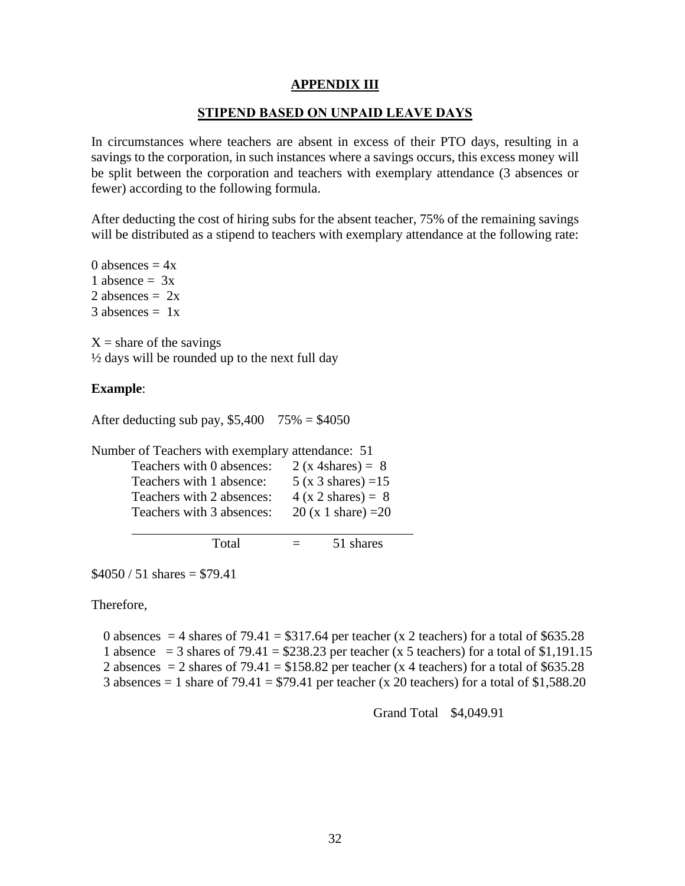## APPENDIX III

## STIPEND BASED ON UNPAID LEAVE DAYS

In circumstances where teachers are absent in excess of their PTO days, resulting in a savings to the corporation, in such instances where a savings occurs, this excess money will be split between the corporation and teachers with exemplary attendance (3 absences or fewer) according to the following formula.

After deducting the cost of hiring subs for the absent teacher, 75% of the remaining savings will be distributed as a stipend to teachers with exemplary attendance at the following rate:

0 absences = 4x
1 absence = 3x
2 absences = 2x
3 absences = 1x

X = share of the savings
½ days will be rounded up to the next full day

**Example**:

After deducting sub pay, $5,400 75% = $4050

Number of Teachers with exemplary attendance: 51

| | |
|---|---|
| Teachers with 0 absences: | 2 (x 4shares) = 8 |
| Teachers with 1 absence: | 5 (x 3 shares) =15 |
| Teachers with 2 absences: | 4 (x 2 shares) = 8 |
| Teachers with 3 absences: | 20 (x 1 share) =20 |
| Total = | 51 shares |

$4050 / 51 shares = $79.41

Therefore,

0 absences = 4 shares of 79.41 = $317.64 per teacher (x 2 teachers) for a total of $635.28
1 absence = 3 shares of 79.41 = $238.23 per teacher (x 5 teachers) for a total of $1,191.15
2 absences = 2 shares of 79.41 = $158.82 per teacher (x 4 teachers) for a total of $635.28
3 absences = 1 share of 79.41 = $79.41 per teacher (x 20 teachers) for a total of $1,588.20

Grand Total $4,049.91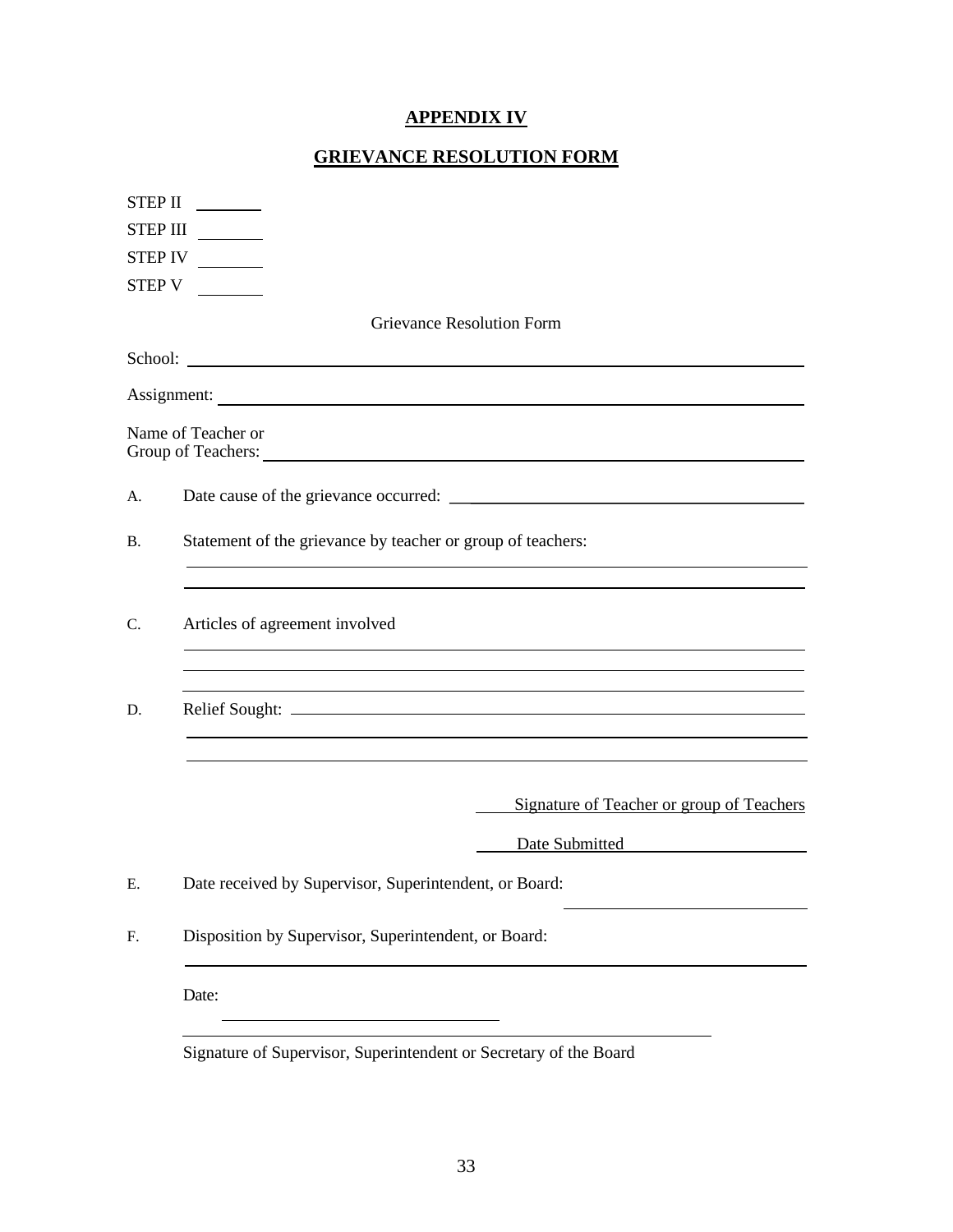# APPENDIX IV

## GRIEVANCE RESOLUTION FORM

STEP II \_\_\_\_\_\_\_\_

STEP III \_\_\_\_\_\_\_\_

STEP IV \_\_\_\_\_\_\_\_

STEP V \_\_\_\_\_\_\_\_

Grievance Resolution Form

School: \_\_\_\_\_\_\_\_\_\_\_\_\_\_\_\_\_\_\_\_\_\_\_\_\_\_\_\_\_\_\_\_\_\_\_\_\_\_\_\_\_\_\_\_\_\_\_\_\_\_\_\_\_\_\_\_\_\_\_\_

Assignment: \_\_\_\_\_\_\_\_\_\_\_\_\_\_\_\_\_\_\_\_\_\_\_\_\_\_\_\_\_\_\_\_\_\_\_\_\_\_\_\_\_\_\_\_\_\_\_\_\_\_\_\_\_\_\_\_

Name of Teacher or
Group of Teachers: \_\_\_\_\_\_\_\_\_\_\_\_\_\_\_\_\_\_\_\_\_\_\_\_\_\_\_\_\_\_\_\_\_\_\_\_\_\_\_\_\_\_\_\_\_\_\_\_\_\_

A. Date cause of the grievance occurred: \_\_\_\_\_\_\_\_\_\_\_\_\_\_\_\_\_\_\_\_\_\_\_\_\_\_\_\_\_\_\_\_\_\_\_\_

B. Statement of the grievance by teacher or group of teachers:

\_\_\_\_\_\_\_\_\_\_\_\_\_\_\_\_\_\_\_\_\_\_\_\_\_\_\_\_\_\_\_\_\_\_\_\_\_\_\_\_\_\_\_\_\_\_\_\_\_\_\_\_\_\_\_\_\_\_\_\_\_\_\_\_\_\_

\_\_\_\_\_\_\_\_\_\_\_\_\_\_\_\_\_\_\_\_\_\_\_\_\_\_\_\_\_\_\_\_\_\_\_\_\_\_\_\_\_\_\_\_\_\_\_\_\_\_\_\_\_\_\_\_\_\_\_\_\_\_\_\_\_\_

C. Articles of agreement involved

\_\_\_\_\_\_\_\_\_\_\_\_\_\_\_\_\_\_\_\_\_\_\_\_\_\_\_\_\_\_\_\_\_\_\_\_\_\_\_\_\_\_\_\_\_\_\_\_\_\_\_\_\_\_\_\_\_\_\_\_\_\_\_\_\_\_

\_\_\_\_\_\_\_\_\_\_\_\_\_\_\_\_\_\_\_\_\_\_\_\_\_\_\_\_\_\_\_\_\_\_\_\_\_\_\_\_\_\_\_\_\_\_\_\_\_\_\_\_\_\_\_\_\_\_\_\_\_\_\_\_\_\_

\_\_\_\_\_\_\_\_\_\_\_\_\_\_\_\_\_\_\_\_\_\_\_\_\_\_\_\_\_\_\_\_\_\_\_\_\_\_\_\_\_\_\_\_\_\_\_\_\_\_\_\_\_\_\_\_\_\_\_\_\_\_\_\_\_\_

D. Relief Sought: \_\_\_\_\_\_\_\_\_\_\_\_\_\_\_\_\_\_\_\_\_\_\_\_\_\_\_\_\_\_\_\_\_\_\_\_\_\_\_\_\_\_\_\_\_\_\_\_\_\_

\_\_\_\_\_\_\_\_\_\_\_\_\_\_\_\_\_\_\_\_\_\_\_\_\_\_\_\_\_\_\_\_\_\_\_\_\_\_\_\_\_\_\_\_\_\_\_\_\_\_\_\_\_\_\_\_\_\_\_\_\_\_\_\_\_\_

\_\_\_\_\_\_\_\_\_\_\_\_\_\_\_\_\_\_\_\_\_\_\_\_\_\_\_\_\_\_\_\_\_\_\_\_\_\_\_\_\_\_\_\_\_\_\_\_\_\_\_\_\_\_\_\_\_\_\_\_\_\_\_\_\_\_

Signature of Teacher or group of Teachers

Date Submitted \_\_\_\_\_\_\_\_\_\_\_\_\_\_\_\_\_\_\_\_

E. Date received by Supervisor, Superintendent, or Board:

\_\_\_\_\_\_\_\_\_\_\_\_\_\_\_\_\_\_\_\_\_\_\_\_\_\_\_\_

F. Disposition by Supervisor, Superintendent, or Board:

\_\_\_\_\_\_\_\_\_\_\_\_\_\_\_\_\_\_\_\_\_\_\_\_\_\_\_\_\_\_\_\_\_\_\_\_\_\_\_\_\_\_\_\_\_\_\_\_\_\_\_\_\_\_\_\_\_\_\_\_\_\_\_\_\_\_

Date: \_\_\_\_\_\_\_\_\_\_\_\_\_\_\_\_\_\_\_\_\_\_\_\_\_\_\_\_\_\_\_\_

\_\_\_\_\_\_\_\_\_\_\_\_\_\_\_\_\_\_\_\_\_\_\_\_\_\_\_\_\_\_\_\_\_\_\_\_\_\_\_\_\_\_\_\_\_\_\_\_\_\_\_\_\_\_\_\_

Signature of Supervisor, Superintendent or Secretary of the Board